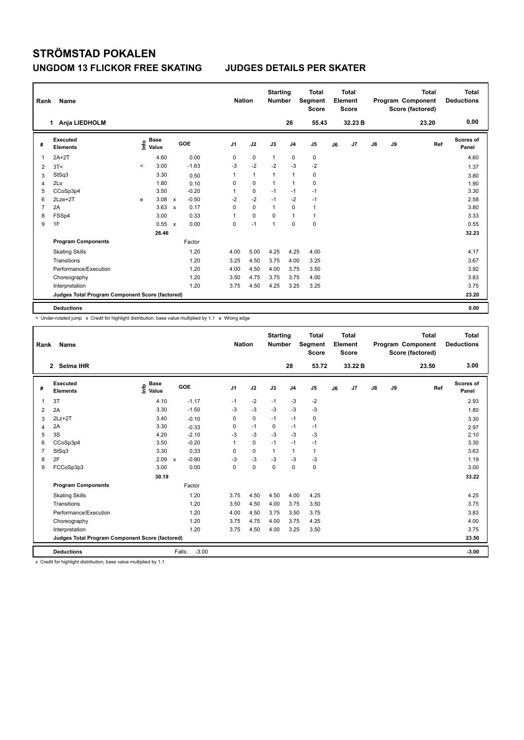# STRÖMSTAD POKALEN

## UNGDOM 13 FLICKOR FREE SKATING JUDGES DETAILS PER SKATER

| Rank | Name | Nation | Starting Number | Total Segment Score | Total Element Score | Total Program Component Score (factored) | Total Deductions |
|---|---|---|---|---|---|---|---|
| 1 | Anja LIEDHOLM | | 26 | 55.43 | 32.23 B | 23.20 | 0.00 |

| # | Executed Elements | Info | Base Value | | GOE | J1 | J2 | J3 | J4 | J5 | J6 | J7 | J8 | J9 | Ref | Scores of Panel |
|---|---|---|---|---|---|---|---|---|---|---|---|---|---|---|---|---|
| 1 | 2A+2T | | 4.60 | | 0.00 | 0 | 0 | 1 | 0 | 0 | | | | | | 4.60 |
| 2 | 3T< | < | 3.00 | | -1.63 | -3 | -2 | -2 | -3 | -2 | | | | | | 1.37 |
| 3 | StSq3 | | 3.30 | | 0.50 | 1 | 1 | 1 | 1 | 0 | | | | | | 3.80 |
| 4 | 2Lo | | 1.80 | | 0.10 | 0 | 0 | 1 | 1 | 0 | | | | | | 1.90 |
| 5 | CCoSp3p4 | | 3.50 | | -0.20 | 1 | 0 | -1 | -1 | -1 | | | | | | 3.30 |
| 6 | 2Lze+2T | e | 3.08 | x | -0.50 | -2 | -2 | -1 | -2 | -1 | | | | | | 2.58 |
| 7 | 2A | | 3.63 | x | 0.17 | 0 | 0 | 1 | 0 | 1 | | | | | | 3.80 |
| 8 | FSSp4 | | 3.00 | | 0.33 | 1 | 0 | 0 | 1 | 1 | | | | | | 3.33 |
| 9 | 1F | | 0.55 | x | 0.00 | 0 | -1 | 1 | 0 | 0 | | | | | | 0.55 |
| | | | 26.46 | | | | | | | | | | | | | 32.23 |
| | **Program Components** | | | | Factor | | | | | | | | | | | |
| | Skating Skills | | | | 1.20 | 4.00 | 5.00 | 4.25 | 4.25 | 4.00 | | | | | | 4.17 |
| | Transitions | | | | 1.20 | 3.25 | 4.50 | 3.75 | 4.00 | 3.25 | | | | | | 3.67 |
| | Performance/Execution | | | | 1.20 | 4.00 | 4.50 | 4.00 | 3.75 | 3.50 | | | | | | 3.92 |
| | Choreography | | | | 1.20 | 3.50 | 4.75 | 3.75 | 3.75 | 4.00 | | | | | | 3.83 |
| | Interpretation | | | | 1.20 | 3.75 | 4.50 | 4.25 | 3.25 | 3.25 | | | | | | 3.75 |
| | **Judges Total Program Component Score (factored)** | | | | | | | | | | | | | | | 23.20 |
| | **Deductions** | | | | | | | | | | | | | | | 0.00 |

< Under-rotated jump x Credit for highlight distribution, base value multiplied by 1.1 e Wrong edge

| Rank | Name | Nation | Starting Number | Total Segment Score | Total Element Score | Total Program Component Score (factored) | Total Deductions |
|---|---|---|---|---|---|---|---|
| 2 | Selma IHR | | 28 | 53.72 | 33.22 B | 23.50 | 3.00 |

| # | Executed Elements | Info | Base Value | | GOE | J1 | J2 | J3 | J4 | J5 | J6 | J7 | J8 | J9 | Ref | Scores of Panel |
|---|---|---|---|---|---|---|---|---|---|---|---|---|---|---|---|---|
| 1 | 3T | | 4.10 | | -1.17 | -1 | -2 | -1 | -3 | -2 | | | | | | 2.93 |
| 2 | 2A | | 3.30 | | -1.50 | -3 | -3 | -3 | -3 | -3 | | | | | | 1.80 |
| 3 | 2Lz+2T | | 3.40 | | -0.10 | 0 | 0 | -1 | -1 | 0 | | | | | | 3.30 |
| 4 | 2A | | 3.30 | | -0.33 | 0 | -1 | 0 | -1 | -1 | | | | | | 2.97 |
| 5 | 3S | | 4.20 | | -2.10 | -3 | -3 | -3 | -3 | -3 | | | | | | 2.10 |
| 6 | CCoSp3p4 | | 3.50 | | -0.20 | 1 | 0 | -1 | -1 | -1 | | | | | | 3.30 |
| 7 | StSq3 | | 3.30 | | 0.33 | 0 | 0 | 1 | 1 | 1 | | | | | | 3.63 |
| 8 | 2F | | 2.09 | x | -0.90 | -3 | -3 | -3 | -3 | -3 | | | | | | 1.19 |
| 9 | FCCoSp3p3 | | 3.00 | | 0.00 | 0 | 0 | 0 | 0 | 0 | | | | | | 3.00 |
| | | | 30.19 | | | | | | | | | | | | | 33.22 |
| | **Program Components** | | | | Factor | | | | | | | | | | | |
| | Skating Skills | | | | 1.20 | 3.75 | 4.50 | 4.50 | 4.00 | 4.25 | | | | | | 4.25 |
| | Transitions | | | | 1.20 | 3.50 | 4.50 | 4.00 | 3.75 | 3.50 | | | | | | 3.75 |
| | Performance/Execution | | | | 1.20 | 4.00 | 4.50 | 3.75 | 3.50 | 3.75 | | | | | | 3.83 |
| | Choreography | | | | 1.20 | 3.75 | 4.75 | 4.00 | 3.75 | 4.25 | | | | | | 4.00 |
| | Interpretation | | | | 1.20 | 3.75 | 4.50 | 4.00 | 3.25 | 3.50 | | | | | | 3.75 |
| | **Judges Total Program Component Score (factored)** | | | | | | | | | | | | | | | 23.50 |
| | **Deductions** | | | Falls: | -3.00 | | | | | | | | | | | -3.00 |

x Credit for highlight distribution, base value multiplied by 1.1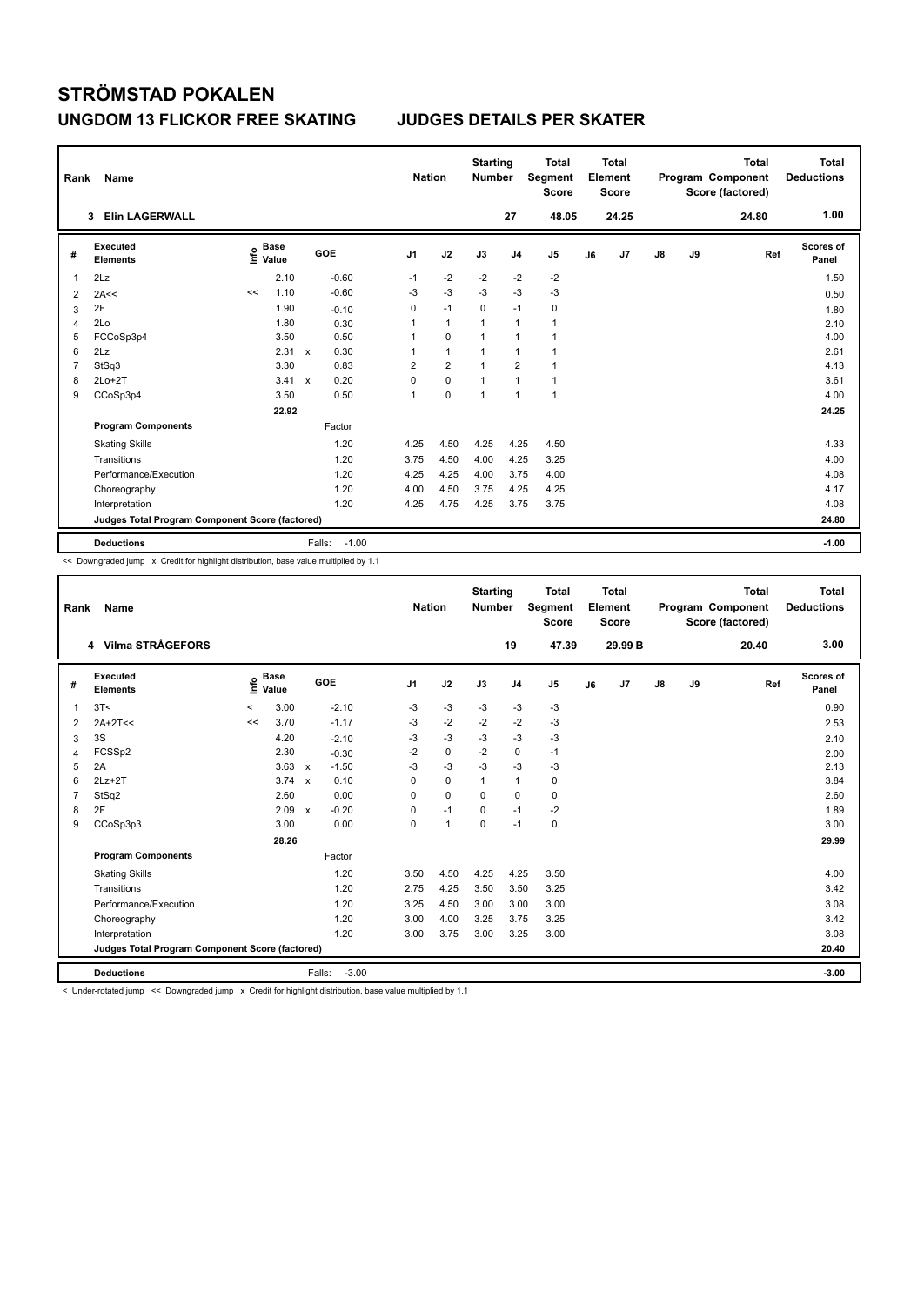# STRÖMSTAD POKALEN

## UNGDOM 13 FLICKOR FREE SKATING JUDGES DETAILS PER SKATER

| Rank | Name | Nation | Starting Number | Total Segment Score | Total Element Score | Total Program Component Score (factored) | Total Deductions |
|---|---|---|---|---|---|---|---|
| 3 | Elin LAGERWALL | | 27 | 48.05 | 24.25 | 24.80 | 1.00 |

| # | Executed Elements | Info | Base Value | | GOE | J1 | J2 | J3 | J4 | J5 | J6 | J7 | J8 | J9 | Ref | Scores of Panel |
|---|---|---|---|---|---|---|---|---|---|---|---|---|---|---|---|---|
| 1 | 2Lz | | 2.10 | | -0.60 | -1 | -2 | -2 | -2 | -2 | | | | | | 1.50 |
| 2 | 2A<< | << | 1.10 | | -0.60 | -3 | -3 | -3 | -3 | -3 | | | | | | 0.50 |
| 3 | 2F | | 1.90 | | -0.10 | 0 | -1 | 0 | -1 | 0 | | | | | | 1.80 |
| 4 | 2Lo | | 1.80 | | 0.30 | 1 | 1 | 1 | 1 | 1 | | | | | | 2.10 |
| 5 | FCCoSp3p4 | | 3.50 | | 0.50 | 1 | 0 | 1 | 1 | 1 | | | | | | 4.00 |
| 6 | 2Lz | | 2.31 | x | 0.30 | 1 | 1 | 1 | 1 | 1 | | | | | | 2.61 |
| 7 | StSq3 | | 3.30 | | 0.83 | 2 | 2 | 1 | 2 | 1 | | | | | | 4.13 |
| 8 | 2Lo+2T | | 3.41 | x | 0.20 | 0 | 0 | 1 | 1 | 1 | | | | | | 3.61 |
| 9 | CCoSp3p4 | | 3.50 | | 0.50 | 1 | 0 | 1 | 1 | 1 | | | | | | 4.00 |
| | | | 22.92 | | | | | | | | | | | | | 24.25 |
| | **Program Components** | | | | Factor | | | | | | | | | | | |
| | Skating Skills | | | | 1.20 | 4.25 | 4.50 | 4.25 | 4.25 | 4.50 | | | | | | 4.33 |
| | Transitions | | | | 1.20 | 3.75 | 4.50 | 4.00 | 4.25 | 3.25 | | | | | | 4.00 |
| | Performance/Execution | | | | 1.20 | 4.25 | 4.25 | 4.00 | 3.75 | 4.00 | | | | | | 4.08 |
| | Choreography | | | | 1.20 | 4.00 | 4.50 | 3.75 | 4.25 | 4.25 | | | | | | 4.17 |
| | Interpretation | | | | 1.20 | 4.25 | 4.75 | 4.25 | 3.75 | 3.75 | | | | | | 4.08 |
| | Judges Total Program Component Score (factored) | | | | | | | | | | | | | | | 24.80 |
| | **Deductions** | | | | Falls: -1.00 | | | | | | | | | | | -1.00 |

<< Downgraded jump x Credit for highlight distribution, base value multiplied by 1.1

| Rank | Name | Nation | Starting Number | Total Segment Score | Total Element Score | Total Program Component Score (factored) | Total Deductions |
|---|---|---|---|---|---|---|---|
| 4 | Vilma STRÅGEFORS | | 19 | 47.39 | 29.99 B | 20.40 | 3.00 |

| # | Executed Elements | Info | Base Value | | GOE | J1 | J2 | J3 | J4 | J5 | J6 | J7 | J8 | J9 | Ref | Scores of Panel |
|---|---|---|---|---|---|---|---|---|---|---|---|---|---|---|---|---|
| 1 | 3T< | < | 3.00 | | -2.10 | -3 | -3 | -3 | -3 | -3 | | | | | | 0.90 |
| 2 | 2A+2T<< | << | 3.70 | | -1.17 | -3 | -2 | -2 | -2 | -3 | | | | | | 2.53 |
| 3 | 3S | | 4.20 | | -2.10 | -3 | -3 | -3 | -3 | -3 | | | | | | 2.10 |
| 4 | FCSSp2 | | 2.30 | | -0.30 | -2 | 0 | -2 | 0 | -1 | | | | | | 2.00 |
| 5 | 2A | | 3.63 | x | -1.50 | -3 | -3 | -3 | -3 | -3 | | | | | | 2.13 |
| 6 | 2Lz+2T | | 3.74 | x | 0.10 | 0 | 0 | 1 | 1 | 0 | | | | | | 3.84 |
| 7 | StSq2 | | 2.60 | | 0.00 | 0 | 0 | 0 | 0 | 0 | | | | | | 2.60 |
| 8 | 2F | | 2.09 | x | -0.20 | 0 | -1 | 0 | -1 | -2 | | | | | | 1.89 |
| 9 | CCoSp3p3 | | 3.00 | | 0.00 | 0 | 1 | 0 | -1 | 0 | | | | | | 3.00 |
| | | | 28.26 | | | | | | | | | | | | | 29.99 |
| | **Program Components** | | | | Factor | | | | | | | | | | | |
| | Skating Skills | | | | 1.20 | 3.50 | 4.50 | 4.25 | 4.25 | 3.50 | | | | | | 4.00 |
| | Transitions | | | | 1.20 | 2.75 | 4.25 | 3.50 | 3.50 | 3.25 | | | | | | 3.42 |
| | Performance/Execution | | | | 1.20 | 3.25 | 4.50 | 3.00 | 3.00 | 3.00 | | | | | | 3.08 |
| | Choreography | | | | 1.20 | 3.00 | 4.00 | 3.25 | 3.75 | 3.25 | | | | | | 3.42 |
| | Interpretation | | | | 1.20 | 3.00 | 3.75 | 3.00 | 3.25 | 3.00 | | | | | | 3.08 |
| | Judges Total Program Component Score (factored) | | | | | | | | | | | | | | | 20.40 |
| | **Deductions** | | | | Falls: -3.00 | | | | | | | | | | | -3.00 |

< Under-rotated jump << Downgraded jump x Credit for highlight distribution, base value multiplied by 1.1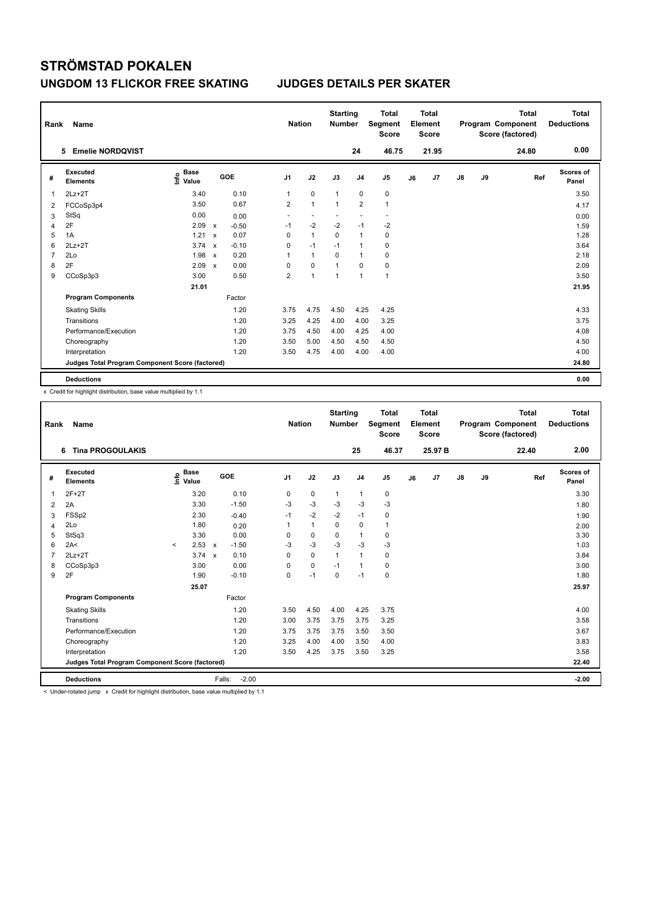# STRÖMSTAD POKALEN

## UNGDOM 13 FLICKOR FREE SKATING — JUDGES DETAILS PER SKATER

| Rank | Name | Nation | Starting Number | Total Segment Score | Total Element Score | Total Program Component Score (factored) | Total Deductions |
|---|---|---|---|---|---|---|---|
| 5 | Emelie NORDQVIST | | 24 | 46.75 | 21.95 | 24.80 | 0.00 |

| # | Executed Elements | Info | Base Value | | GOE | J1 | J2 | J3 | J4 | J5 | J6 | J7 | J8 | J9 | Ref | Scores of Panel |
|---|---|---|---|---|---|---|---|---|---|---|---|---|---|---|---|---|
| 1 | 2Lz+2T | | 3.40 | | 0.10 | 1 | 0 | 1 | 0 | 0 | | | | | | 3.50 |
| 2 | FCCoSp3p4 | | 3.50 | | 0.67 | 2 | 1 | 1 | 2 | 1 | | | | | | 4.17 |
| 3 | StSq | | 0.00 | | 0.00 | - | - | - | - | - | | | | | | 0.00 |
| 4 | 2F | | 2.09 | x | -0.50 | -1 | -2 | -2 | -1 | -2 | | | | | | 1.59 |
| 5 | 1A | | 1.21 | x | 0.07 | 0 | 1 | 0 | 1 | 0 | | | | | | 1.28 |
| 6 | 2Lz+2T | | 3.74 | x | -0.10 | 0 | -1 | -1 | 1 | 0 | | | | | | 3.64 |
| 7 | 2Lo | | 1.98 | x | 0.20 | 1 | 1 | 0 | 1 | 0 | | | | | | 2.18 |
| 8 | 2F | | 2.09 | x | 0.00 | 0 | 0 | 1 | 0 | 0 | | | | | | 2.09 |
| 9 | CCoSp3p3 | | 3.00 | | 0.50 | 2 | 1 | 1 | 1 | 1 | | | | | | 3.50 |
| | | | 21.01 | | | | | | | | | | | | | 21.95 |
| | **Program Components** | | | | Factor | | | | | | | | | | | |
| | Skating Skills | | | | 1.20 | 3.75 | 4.75 | 4.50 | 4.25 | 4.25 | | | | | | 4.33 |
| | Transitions | | | | 1.20 | 3.25 | 4.25 | 4.00 | 4.00 | 3.25 | | | | | | 3.75 |
| | Performance/Execution | | | | 1.20 | 3.75 | 4.50 | 4.00 | 4.25 | 4.00 | | | | | | 4.08 |
| | Choreography | | | | 1.20 | 3.50 | 5.00 | 4.50 | 4.50 | 4.50 | | | | | | 4.50 |
| | Interpretation | | | | 1.20 | 3.50 | 4.75 | 4.00 | 4.00 | 4.00 | | | | | | 4.00 |
| | **Judges Total Program Component Score (factored)** | | | | | | | | | | | | | | | 24.80 |
| | **Deductions** | | | | | | | | | | | | | | | 0.00 |

x Credit for highlight distribution, base value multiplied by 1.1

| Rank | Name | Nation | Starting Number | Total Segment Score | Total Element Score | Total Program Component Score (factored) | Total Deductions |
|---|---|---|---|---|---|---|---|
| 6 | Tina PROGOULAKIS | | 25 | 46.37 | 25.97 B | 22.40 | 2.00 |

| # | Executed Elements | Info | Base Value | | GOE | J1 | J2 | J3 | J4 | J5 | J6 | J7 | J8 | J9 | Ref | Scores of Panel |
|---|---|---|---|---|---|---|---|---|---|---|---|---|---|---|---|---|
| 1 | 2F+2T | | 3.20 | | 0.10 | 0 | 0 | 1 | 1 | 0 | | | | | | 3.30 |
| 2 | 2A | | 3.30 | | -1.50 | -3 | -3 | -3 | -3 | -3 | | | | | | 1.80 |
| 3 | FSSp2 | | 2.30 | | -0.40 | -1 | -2 | -2 | -1 | 0 | | | | | | 1.90 |
| 4 | 2Lo | | 1.80 | | 0.20 | 1 | 1 | 0 | 0 | 1 | | | | | | 2.00 |
| 5 | StSq3 | | 3.30 | | 0.00 | 0 | 0 | 0 | 1 | 0 | | | | | | 3.30 |
| 6 | 2A< | < | 2.53 | x | -1.50 | -3 | -3 | -3 | -3 | -3 | | | | | | 1.03 |
| 7 | 2Lz+2T | | 3.74 | x | 0.10 | 0 | 0 | 1 | 1 | 0 | | | | | | 3.84 |
| 8 | CCoSp3p3 | | 3.00 | | 0.00 | 0 | 0 | -1 | 1 | 0 | | | | | | 3.00 |
| 9 | 2F | | 1.90 | | -0.10 | 0 | -1 | 0 | -1 | 0 | | | | | | 1.80 |
| | | | 25.07 | | | | | | | | | | | | | 25.97 |
| | **Program Components** | | | | Factor | | | | | | | | | | | |
| | Skating Skills | | | | 1.20 | 3.50 | 4.50 | 4.00 | 4.25 | 3.75 | | | | | | 4.00 |
| | Transitions | | | | 1.20 | 3.00 | 3.75 | 3.75 | 3.75 | 3.25 | | | | | | 3.58 |
| | Performance/Execution | | | | 1.20 | 3.75 | 3.75 | 3.75 | 3.50 | 3.50 | | | | | | 3.67 |
| | Choreography | | | | 1.20 | 3.25 | 4.00 | 4.00 | 3.50 | 4.00 | | | | | | 3.83 |
| | Interpretation | | | | 1.20 | 3.50 | 4.25 | 3.75 | 3.50 | 3.25 | | | | | | 3.58 |
| | **Judges Total Program Component Score (factored)** | | | | | | | | | | | | | | | 22.40 |
| | **Deductions** | | | Falls: | -2.00 | | | | | | | | | | | -2.00 |

< Under-rotated jump x Credit for highlight distribution, base value multiplied by 1.1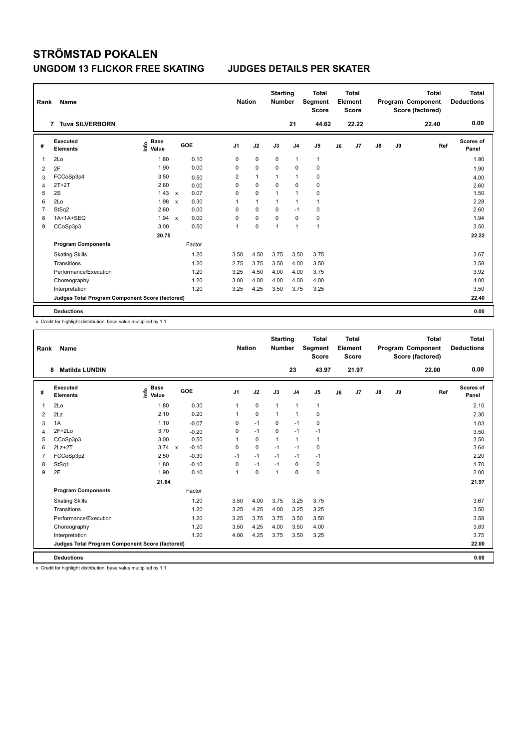# STRÖMSTAD POKALEN

## UNGDOM 13 FLICKOR FREE SKATING JUDGES DETAILS PER SKATER

| Rank | Name | Nation | Starting Number | Total Segment Score | Total Element Score | Total Program Component Score (factored) | Total Deductions |
|---|---|---|---|---|---|---|---|
| 7 | Tuva SILVERBORN | | 21 | 44.62 | 22.22 | 22.40 | 0.00 |

| # | Executed Elements | Info | Base Value | | GOE | J1 | J2 | J3 | J4 | J5 | J6 | J7 | J8 | J9 | Ref | Scores of Panel |
|---|---|---|---|---|---|---|---|---|---|---|---|---|---|---|---|---|
| 1 | 2Lo | | 1.80 | | 0.10 | 0 | 0 | 0 | 1 | 1 | | | | | | 1.90 |
| 2 | 2F | | 1.90 | | 0.00 | 0 | 0 | 0 | 0 | 0 | | | | | | 1.90 |
| 3 | FCCoSp3p4 | | 3.50 | | 0.50 | 2 | 1 | 1 | 1 | 0 | | | | | | 4.00 |
| 4 | 2T+2T | | 2.60 | | 0.00 | 0 | 0 | 0 | 0 | 0 | | | | | | 2.60 |
| 5 | 2S | | 1.43 | x | 0.07 | 0 | 0 | 1 | 1 | 0 | | | | | | 1.50 |
| 6 | 2Lo | | 1.98 | x | 0.30 | 1 | 1 | 1 | 1 | 1 | | | | | | 2.28 |
| 7 | StSq2 | | 2.60 | | 0.00 | 0 | 0 | 0 | -1 | 0 | | | | | | 2.60 |
| 8 | 1A+1A+SEQ | | 1.94 | x | 0.00 | 0 | 0 | 0 | 0 | 0 | | | | | | 1.94 |
| 9 | CCoSp3p3 | | 3.00 | | 0.50 | 1 | 0 | 1 | 1 | 1 | | | | | | 3.50 |
| | | | 20.75 | | | | | | | | | | | | | 22.22 |
| | **Program Components** | | | | Factor | | | | | | | | | | | |
| | Skating Skills | | | | 1.20 | 3.50 | 4.50 | 3.75 | 3.50 | 3.75 | | | | | | 3.67 |
| | Transitions | | | | 1.20 | 2.75 | 3.75 | 3.50 | 4.00 | 3.50 | | | | | | 3.58 |
| | Performance/Execution | | | | 1.20 | 3.25 | 4.50 | 4.00 | 4.00 | 3.75 | | | | | | 3.92 |
| | Choreography | | | | 1.20 | 3.00 | 4.00 | 4.00 | 4.00 | 4.00 | | | | | | 4.00 |
| | Interpretation | | | | 1.20 | 3.25 | 4.25 | 3.50 | 3.75 | 3.25 | | | | | | 3.50 |
| | Judges Total Program Component Score (factored) | | | | | | | | | | | | | | | 22.40 |
| | **Deductions** | | | | | | | | | | | | | | | 0.00 |

x Credit for highlight distribution, base value multiplied by 1.1

| Rank | Name | Nation | Starting Number | Total Segment Score | Total Element Score | Total Program Component Score (factored) | Total Deductions |
|---|---|---|---|---|---|---|---|
| 8 | Matilda LUNDIN | | 23 | 43.97 | 21.97 | 22.00 | 0.00 |

| # | Executed Elements | Info | Base Value | | GOE | J1 | J2 | J3 | J4 | J5 | J6 | J7 | J8 | J9 | Ref | Scores of Panel |
|---|---|---|---|---|---|---|---|---|---|---|---|---|---|---|---|---|
| 1 | 2Lo | | 1.80 | | 0.30 | 1 | 0 | 1 | 1 | 1 | | | | | | 2.10 |
| 2 | 2Lz | | 2.10 | | 0.20 | 1 | 0 | 1 | 1 | 0 | | | | | | 2.30 |
| 3 | 1A | | 1.10 | | -0.07 | 0 | -1 | 0 | -1 | 0 | | | | | | 1.03 |
| 4 | 2F+2Lo | | 3.70 | | -0.20 | 0 | -1 | 0 | -1 | -1 | | | | | | 3.50 |
| 5 | CCoSp3p3 | | 3.00 | | 0.50 | 1 | 0 | 1 | 1 | 1 | | | | | | 3.50 |
| 6 | 2Lz+2T | | 3.74 | x | -0.10 | 0 | 0 | -1 | -1 | 0 | | | | | | 3.64 |
| 7 | FCCoSp3p2 | | 2.50 | | -0.30 | -1 | -1 | -1 | -1 | -1 | | | | | | 2.20 |
| 8 | StSq1 | | 1.80 | | -0.10 | 0 | -1 | -1 | 0 | 0 | | | | | | 1.70 |
| 9 | 2F | | 1.90 | | 0.10 | 1 | 0 | 1 | 0 | 0 | | | | | | 2.00 |
| | | | 21.64 | | | | | | | | | | | | | 21.97 |
| | **Program Components** | | | | Factor | | | | | | | | | | | |
| | Skating Skills | | | | 1.20 | 3.50 | 4.00 | 3.75 | 3.25 | 3.75 | | | | | | 3.67 |
| | Transitions | | | | 1.20 | 3.25 | 4.25 | 4.00 | 3.25 | 3.25 | | | | | | 3.50 |
| | Performance/Execution | | | | 1.20 | 3.25 | 3.75 | 3.75 | 3.50 | 3.50 | | | | | | 3.58 |
| | Choreography | | | | 1.20 | 3.50 | 4.25 | 4.00 | 3.50 | 4.00 | | | | | | 3.83 |
| | Interpretation | | | | 1.20 | 4.00 | 4.25 | 3.75 | 3.50 | 3.25 | | | | | | 3.75 |
| | Judges Total Program Component Score (factored) | | | | | | | | | | | | | | | 22.00 |
| | **Deductions** | | | | | | | | | | | | | | | 0.00 |

x Credit for highlight distribution, base value multiplied by 1.1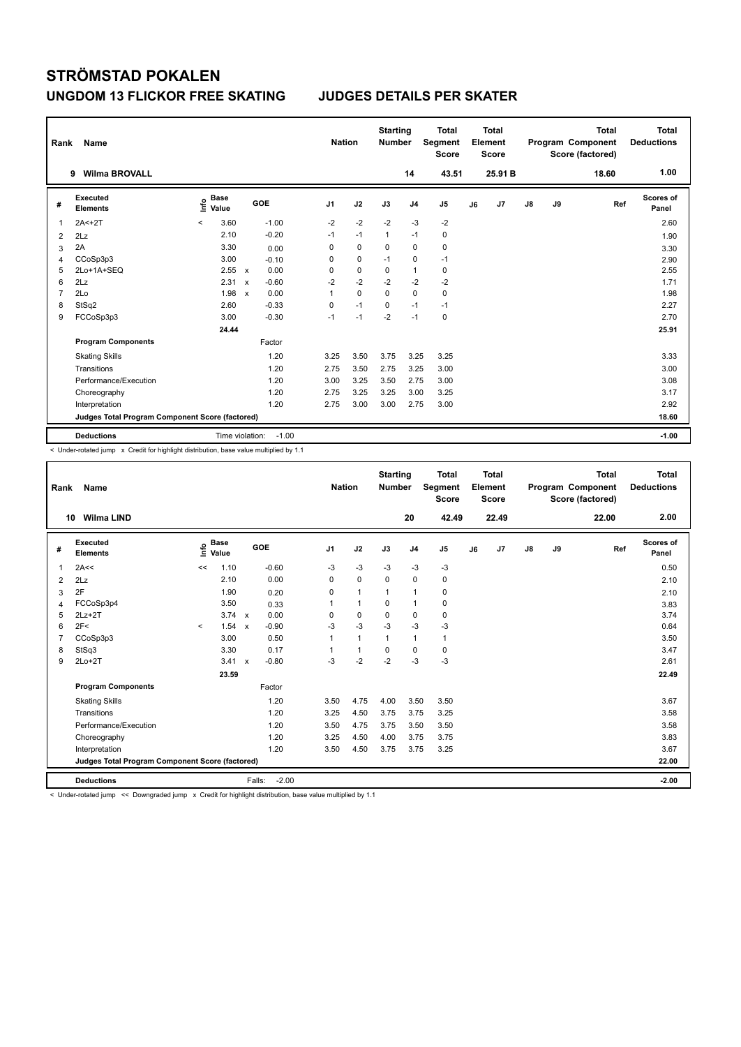# STRÖMSTAD POKALEN

## UNGDOM 13 FLICKOR FREE SKATING JUDGES DETAILS PER SKATER

| Rank | Name | Nation | Starting Number | Total Segment Score | Total Element Score | Total Program Component Score (factored) | Total Deductions |
|---|---|---|---|---|---|---|---|
| 9 | Wilma BROVALL | | 14 | 43.51 | 25.91 B | 18.60 | 1.00 |

| # | Executed Elements | Info | Base Value | | GOE | J1 | J2 | J3 | J4 | J5 | J6 | J7 | J8 | J9 | Ref | Scores of Panel |
|---|---|---|---|---|---|---|---|---|---|---|---|---|---|---|---|---|
| 1 | 2A<+2T | < | 3.60 | | -1.00 | -2 | -2 | -2 | -3 | -2 | | | | | | 2.60 |
| 2 | 2Lz | | 2.10 | | -0.20 | -1 | -1 | 1 | -1 | 0 | | | | | | 1.90 |
| 3 | 2A | | 3.30 | | 0.00 | 0 | 0 | 0 | 0 | 0 | | | | | | 3.30 |
| 4 | CCoSp3p3 | | 3.00 | | -0.10 | 0 | 0 | -1 | 0 | -1 | | | | | | 2.90 |
| 5 | 2Lo+1A+SEQ | | 2.55 | x | 0.00 | 0 | 0 | 0 | 1 | 0 | | | | | | 2.55 |
| 6 | 2Lz | | 2.31 | x | -0.60 | -2 | -2 | -2 | -2 | -2 | | | | | | 1.71 |
| 7 | 2Lo | | 1.98 | x | 0.00 | 1 | 0 | 0 | 0 | 0 | | | | | | 1.98 |
| 8 | StSq2 | | 2.60 | | -0.33 | 0 | -1 | 0 | -1 | -1 | | | | | | 2.27 |
| 9 | FCCoSp3p3 | | 3.00 | | -0.30 | -1 | -1 | -2 | -1 | 0 | | | | | | 2.70 |
| | | | 24.44 | | | | | | | | | | | | | 25.91 |
| | **Program Components** | | | | Factor | | | | | | | | | | | |
| | Skating Skills | | | | 1.20 | 3.25 | 3.50 | 3.75 | 3.25 | 3.25 | | | | | | 3.33 |
| | Transitions | | | | 1.20 | 2.75 | 3.50 | 2.75 | 3.25 | 3.00 | | | | | | 3.00 |
| | Performance/Execution | | | | 1.20 | 3.00 | 3.25 | 3.50 | 2.75 | 3.00 | | | | | | 3.08 |
| | Choreography | | | | 1.20 | 2.75 | 3.25 | 3.25 | 3.00 | 3.25 | | | | | | 3.17 |
| | Interpretation | | | | 1.20 | 2.75 | 3.00 | 3.00 | 2.75 | 3.00 | | | | | | 2.92 |
| | **Judges Total Program Component Score (factored)** | | | | | | | | | | | | | | | 18.60 |
| | **Deductions** | | Time violation: | | -1.00 | | | | | | | | | | | -1.00 |

< Under-rotated jump x Credit for highlight distribution, base value multiplied by 1.1

| Rank | Name | Nation | Starting Number | Total Segment Score | Total Element Score | Total Program Component Score (factored) | Total Deductions |
|---|---|---|---|---|---|---|---|
| 10 | Wilma LIND | | 20 | 42.49 | 22.49 | 22.00 | 2.00 |

| # | Executed Elements | Info | Base Value | | GOE | J1 | J2 | J3 | J4 | J5 | J6 | J7 | J8 | J9 | Ref | Scores of Panel |
|---|---|---|---|---|---|---|---|---|---|---|---|---|---|---|---|---|
| 1 | 2A<< | << | 1.10 | | -0.60 | -3 | -3 | -3 | -3 | -3 | | | | | | 0.50 |
| 2 | 2Lz | | 2.10 | | 0.00 | 0 | 0 | 0 | 0 | 0 | | | | | | 2.10 |
| 3 | 2F | | 1.90 | | 0.20 | 0 | 1 | 1 | 1 | 0 | | | | | | 2.10 |
| 4 | FCCoSp3p4 | | 3.50 | | 0.33 | 1 | 1 | 0 | 1 | 0 | | | | | | 3.83 |
| 5 | 2Lz+2T | | 3.74 | x | 0.00 | 0 | 0 | 0 | 0 | 0 | | | | | | 3.74 |
| 6 | 2F< | < | 1.54 | x | -0.90 | -3 | -3 | -3 | -3 | -3 | | | | | | 0.64 |
| 7 | CCoSp3p3 | | 3.00 | | 0.50 | 1 | 1 | 1 | 1 | 1 | | | | | | 3.50 |
| 8 | StSq3 | | 3.30 | | 0.17 | 1 | 1 | 0 | 0 | 0 | | | | | | 3.47 |
| 9 | 2Lo+2T | | 3.41 | x | -0.80 | -3 | -2 | -2 | -3 | -3 | | | | | | 2.61 |
| | | | 23.59 | | | | | | | | | | | | | 22.49 |
| | **Program Components** | | | | Factor | | | | | | | | | | | |
| | Skating Skills | | | | 1.20 | 3.50 | 4.75 | 4.00 | 3.50 | 3.50 | | | | | | 3.67 |
| | Transitions | | | | 1.20 | 3.25 | 4.50 | 3.75 | 3.75 | 3.25 | | | | | | 3.58 |
| | Performance/Execution | | | | 1.20 | 3.50 | 4.75 | 3.75 | 3.50 | 3.50 | | | | | | 3.58 |
| | Choreography | | | | 1.20 | 3.25 | 4.50 | 4.00 | 3.75 | 3.75 | | | | | | 3.83 |
| | Interpretation | | | | 1.20 | 3.50 | 4.50 | 3.75 | 3.75 | 3.25 | | | | | | 3.67 |
| | **Judges Total Program Component Score (factored)** | | | | | | | | | | | | | | | 22.00 |
| | **Deductions** | | Falls: | | -2.00 | | | | | | | | | | | -2.00 |

< Under-rotated jump << Downgraded jump x Credit for highlight distribution, base value multiplied by 1.1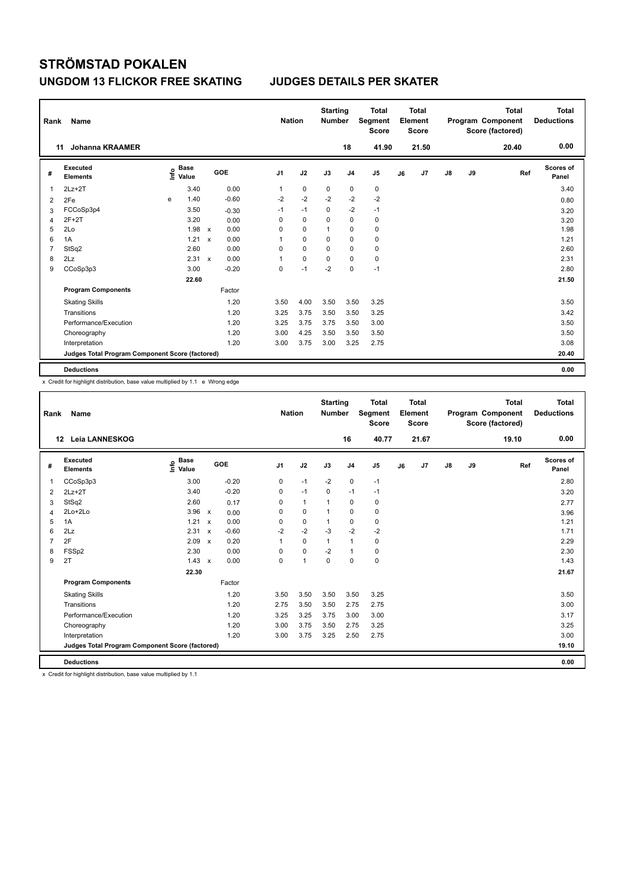# STRÖMSTAD POKALEN

## UNGDOM 13 FLICKOR FREE SKATING JUDGES DETAILS PER SKATER

| Rank | Name | Nation | Starting Number | Total Segment Score | Total Element Score | Total Program Component Score (factored) | Total Deductions |
|---|---|---|---|---|---|---|---|
| 11 | Johanna KRAAMER | | 18 | 41.90 | 21.50 | 20.40 | 0.00 |

| # | Executed Elements | Info | Base Value | | GOE | J1 | J2 | J3 | J4 | J5 | J6 | J7 | J8 | J9 | Ref | Scores of Panel |
|---|---|---|---|---|---|---|---|---|---|---|---|---|---|---|---|---|
| 1 | 2Lz+2T | | 3.40 | | 0.00 | 1 | 0 | 0 | 0 | 0 | | | | | | 3.40 |
| 2 | 2Fe | e | 1.40 | | -0.60 | -2 | -2 | -2 | -2 | -2 | | | | | | 0.80 |
| 3 | FCCoSp3p4 | | 3.50 | | -0.30 | -1 | -1 | 0 | -2 | -1 | | | | | | 3.20 |
| 4 | 2F+2T | | 3.20 | | 0.00 | 0 | 0 | 0 | 0 | 0 | | | | | | 3.20 |
| 5 | 2Lo | | 1.98 | x | 0.00 | 0 | 0 | 1 | 0 | 0 | | | | | | 1.98 |
| 6 | 1A | | 1.21 | x | 0.00 | 1 | 0 | 0 | 0 | 0 | | | | | | 1.21 |
| 7 | StSq2 | | 2.60 | | 0.00 | 0 | 0 | 0 | 0 | 0 | | | | | | 2.60 |
| 8 | 2Lz | | 2.31 | x | 0.00 | 1 | 0 | 0 | 0 | 0 | | | | | | 2.31 |
| 9 | CCoSp3p3 | | 3.00 | | -0.20 | 0 | -1 | -2 | 0 | -1 | | | | | | 2.80 |
| | | | 22.60 | | | | | | | | | | | | | 21.50 |
| | **Program Components** | | | | Factor | | | | | | | | | | | |
| | Skating Skills | | | | 1.20 | 3.50 | 4.00 | 3.50 | 3.50 | 3.25 | | | | | | 3.50 |
| | Transitions | | | | 1.20 | 3.25 | 3.75 | 3.50 | 3.50 | 3.25 | | | | | | 3.42 |
| | Performance/Execution | | | | 1.20 | 3.25 | 3.75 | 3.75 | 3.50 | 3.00 | | | | | | 3.50 |
| | Choreography | | | | 1.20 | 3.00 | 4.25 | 3.50 | 3.50 | 3.50 | | | | | | 3.50 |
| | Interpretation | | | | 1.20 | 3.00 | 3.75 | 3.00 | 3.25 | 2.75 | | | | | | 3.08 |
| | Judges Total Program Component Score (factored) | | | | | | | | | | | | | | | 20.40 |
| | **Deductions** | | | | | | | | | | | | | | | 0.00 |

x Credit for highlight distribution, base value multiplied by 1.1 e Wrong edge

| Rank | Name | Nation | Starting Number | Total Segment Score | Total Element Score | Total Program Component Score (factored) | Total Deductions |
|---|---|---|---|---|---|---|---|
| 12 | Leia LANNESKOG | | 16 | 40.77 | 21.67 | 19.10 | 0.00 |

| # | Executed Elements | Info | Base Value | | GOE | J1 | J2 | J3 | J4 | J5 | J6 | J7 | J8 | J9 | Ref | Scores of Panel |
|---|---|---|---|---|---|---|---|---|---|---|---|---|---|---|---|---|
| 1 | CCoSp3p3 | | 3.00 | | -0.20 | 0 | -1 | -2 | 0 | -1 | | | | | | 2.80 |
| 2 | 2Lz+2T | | 3.40 | | -0.20 | 0 | -1 | 0 | -1 | -1 | | | | | | 3.20 |
| 3 | StSq2 | | 2.60 | | 0.17 | 0 | 1 | 1 | 0 | 0 | | | | | | 2.77 |
| 4 | 2Lo+2Lo | | 3.96 | x | 0.00 | 0 | 0 | 1 | 0 | 0 | | | | | | 3.96 |
| 5 | 1A | | 1.21 | x | 0.00 | 0 | 0 | 1 | 0 | 0 | | | | | | 1.21 |
| 6 | 2Lz | | 2.31 | x | -0.60 | -2 | -2 | -3 | -2 | -2 | | | | | | 1.71 |
| 7 | 2F | | 2.09 | x | 0.20 | 1 | 0 | 1 | 1 | 0 | | | | | | 2.29 |
| 8 | FSSp2 | | 2.30 | | 0.00 | 0 | 0 | -2 | 1 | 0 | | | | | | 2.30 |
| 9 | 2T | | 1.43 | x | 0.00 | 0 | 1 | 0 | 0 | 0 | | | | | | 1.43 |
| | | | 22.30 | | | | | | | | | | | | | 21.67 |
| | **Program Components** | | | | Factor | | | | | | | | | | | |
| | Skating Skills | | | | 1.20 | 3.50 | 3.50 | 3.50 | 3.50 | 3.25 | | | | | | 3.50 |
| | Transitions | | | | 1.20 | 2.75 | 3.50 | 3.50 | 2.75 | 2.75 | | | | | | 3.00 |
| | Performance/Execution | | | | 1.20 | 3.25 | 3.25 | 3.75 | 3.00 | 3.00 | | | | | | 3.17 |
| | Choreography | | | | 1.20 | 3.00 | 3.75 | 3.50 | 2.75 | 3.25 | | | | | | 3.25 |
| | Interpretation | | | | 1.20 | 3.00 | 3.75 | 3.25 | 2.50 | 2.75 | | | | | | 3.00 |
| | Judges Total Program Component Score (factored) | | | | | | | | | | | | | | | 19.10 |
| | **Deductions** | | | | | | | | | | | | | | | 0.00 |

x Credit for highlight distribution, base value multiplied by 1.1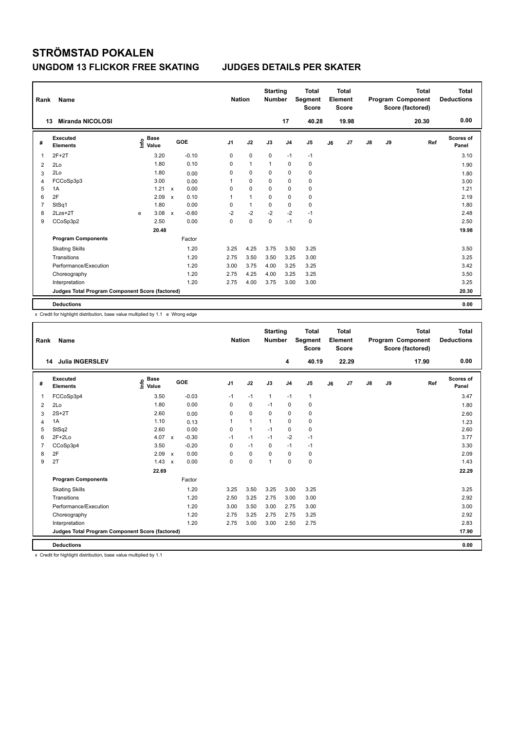# STRÖMSTAD POKALEN

## UNGDOM 13 FLICKOR FREE SKATING JUDGES DETAILS PER SKATER

| Rank | Name | Nation | Starting Number | Total Segment Score | Total Element Score | Total Program Component Score (factored) | Total Deductions |
|---|---|---|---|---|---|---|---|
| 13 | Miranda NICOLOSI | | 17 | 40.28 | 19.98 | 20.30 | 0.00 |

| # | Executed Elements | Info | Base Value | | GOE | J1 | J2 | J3 | J4 | J5 | J6 | J7 | J8 | J9 | Ref | Scores of Panel |
|---|---|---|---|---|---|---|---|---|---|---|---|---|---|---|---|---|
| 1 | 2F+2T | | 3.20 | | -0.10 | 0 | 0 | 0 | -1 | -1 | | | | | | 3.10 |
| 2 | 2Lo | | 1.80 | | 0.10 | 0 | 1 | 1 | 0 | 0 | | | | | | 1.90 |
| 3 | 2Lo | | 1.80 | | 0.00 | 0 | 0 | 0 | 0 | 0 | | | | | | 1.80 |
| 4 | FCCoSp3p3 | | 3.00 | | 0.00 | 1 | 0 | 0 | 0 | 0 | | | | | | 3.00 |
| 5 | 1A | | 1.21 | x | 0.00 | 0 | 0 | 0 | 0 | 0 | | | | | | 1.21 |
| 6 | 2F | | 2.09 | x | 0.10 | 1 | 1 | 0 | 0 | 0 | | | | | | 2.19 |
| 7 | StSq1 | | 1.80 | | 0.00 | 0 | 1 | 0 | 0 | 0 | | | | | | 1.80 |
| 8 | 2Lze+2T | e | 3.08 | x | -0.60 | -2 | -2 | -2 | -2 | -1 | | | | | | 2.48 |
| 9 | CCoSp3p2 | | 2.50 | | 0.00 | 0 | 0 | 0 | -1 | 0 | | | | | | 2.50 |
| | | | 20.48 | | | | | | | | | | | | | 19.98 |
| | **Program Components** | | | | Factor | | | | | | | | | | | |
| | Skating Skills | | | | 1.20 | 3.25 | 4.25 | 3.75 | 3.50 | 3.25 | | | | | | 3.50 |
| | Transitions | | | | 1.20 | 2.75 | 3.50 | 3.50 | 3.25 | 3.00 | | | | | | 3.25 |
| | Performance/Execution | | | | 1.20 | 3.00 | 3.75 | 4.00 | 3.25 | 3.25 | | | | | | 3.42 |
| | Choreography | | | | 1.20 | 2.75 | 4.25 | 4.00 | 3.25 | 3.25 | | | | | | 3.50 |
| | Interpretation | | | | 1.20 | 2.75 | 4.00 | 3.75 | 3.00 | 3.00 | | | | | | 3.25 |
| | Judges Total Program Component Score (factored) | | | | | | | | | | | | | | | 20.30 |
| | **Deductions** | | | | | | | | | | | | | | | 0.00 |

x Credit for highlight distribution, base value multiplied by 1.1 e Wrong edge

| Rank | Name | Nation | Starting Number | Total Segment Score | Total Element Score | Total Program Component Score (factored) | Total Deductions |
|---|---|---|---|---|---|---|---|
| 14 | Julia INGERSLEV | | 4 | 40.19 | 22.29 | 17.90 | 0.00 |

| # | Executed Elements | Info | Base Value | | GOE | J1 | J2 | J3 | J4 | J5 | J6 | J7 | J8 | J9 | Ref | Scores of Panel |
|---|---|---|---|---|---|---|---|---|---|---|---|---|---|---|---|---|
| 1 | FCCoSp3p4 | | 3.50 | | -0.03 | -1 | -1 | 1 | -1 | 1 | | | | | | 3.47 |
| 2 | 2Lo | | 1.80 | | 0.00 | 0 | 0 | -1 | 0 | 0 | | | | | | 1.80 |
| 3 | 2S+2T | | 2.60 | | 0.00 | 0 | 0 | 0 | 0 | 0 | | | | | | 2.60 |
| 4 | 1A | | 1.10 | | 0.13 | 1 | 1 | 1 | 0 | 0 | | | | | | 1.23 |
| 5 | StSq2 | | 2.60 | | 0.00 | 0 | 1 | -1 | 0 | 0 | | | | | | 2.60 |
| 6 | 2F+2Lo | | 4.07 | x | -0.30 | -1 | -1 | -1 | -2 | -1 | | | | | | 3.77 |
| 7 | CCoSp3p4 | | 3.50 | | -0.20 | 0 | -1 | 0 | -1 | -1 | | | | | | 3.30 |
| 8 | 2F | | 2.09 | x | 0.00 | 0 | 0 | 0 | 0 | 0 | | | | | | 2.09 |
| 9 | 2T | | 1.43 | x | 0.00 | 0 | 0 | 1 | 0 | 0 | | | | | | 1.43 |
| | | | 22.69 | | | | | | | | | | | | | 22.29 |
| | **Program Components** | | | | Factor | | | | | | | | | | | |
| | Skating Skills | | | | 1.20 | 3.25 | 3.50 | 3.25 | 3.00 | 3.25 | | | | | | 3.25 |
| | Transitions | | | | 1.20 | 2.50 | 3.25 | 2.75 | 3.00 | 3.00 | | | | | | 2.92 |
| | Performance/Execution | | | | 1.20 | 3.00 | 3.50 | 3.00 | 2.75 | 3.00 | | | | | | 3.00 |
| | Choreography | | | | 1.20 | 2.75 | 3.25 | 2.75 | 2.75 | 3.25 | | | | | | 2.92 |
| | Interpretation | | | | 1.20 | 2.75 | 3.00 | 3.00 | 2.50 | 2.75 | | | | | | 2.83 |
| | Judges Total Program Component Score (factored) | | | | | | | | | | | | | | | 17.90 |
| | **Deductions** | | | | | | | | | | | | | | | 0.00 |

x Credit for highlight distribution, base value multiplied by 1.1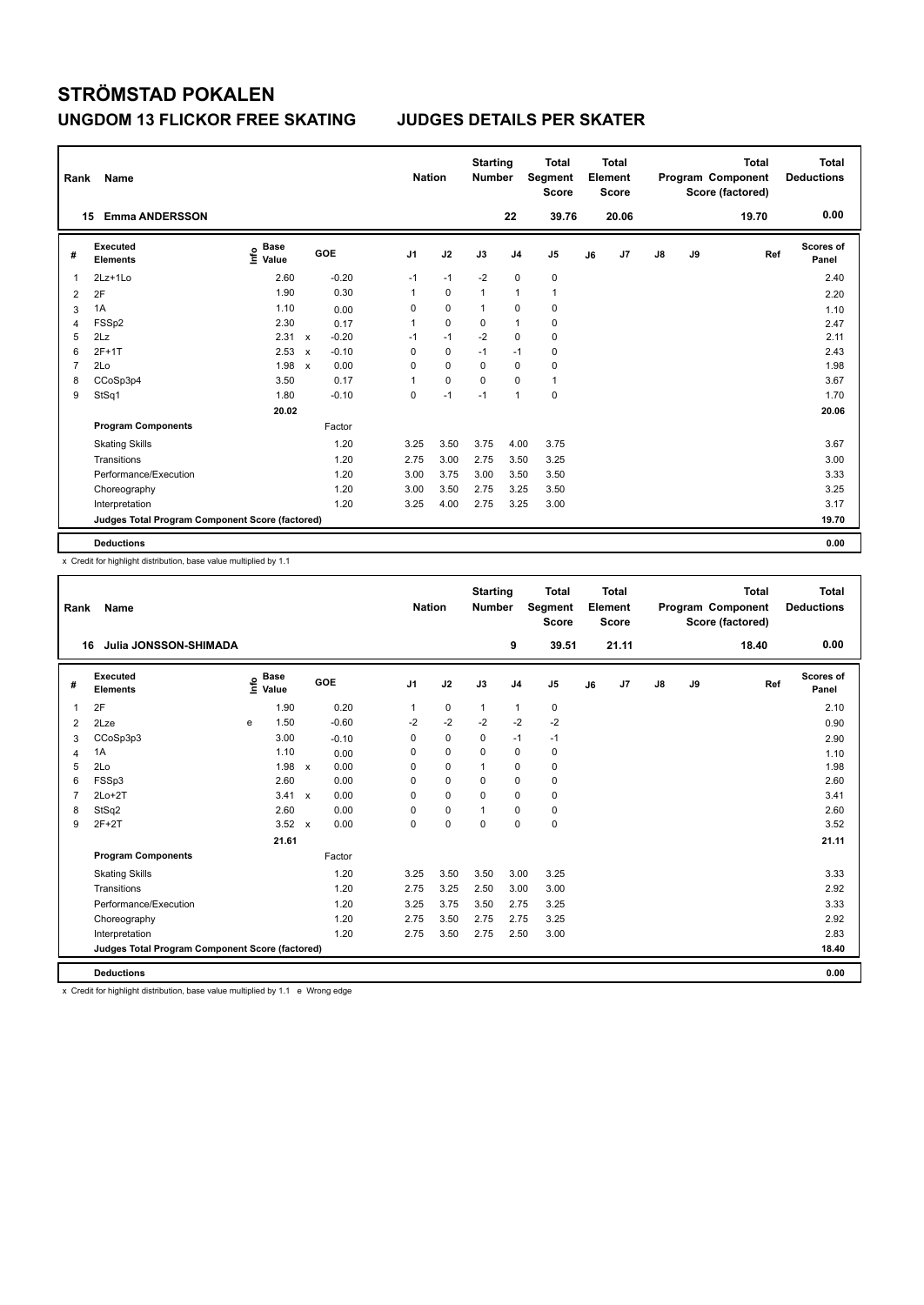# STRÖMSTAD POKALEN

## UNGDOM 13 FLICKOR FREE SKATING JUDGES DETAILS PER SKATER

| Rank | Name | Nation | Starting Number | Total Segment Score | Total Element Score | Total Program Component Score (factored) | Total Deductions |
|---|---|---|---|---|---|---|---|
| 15 | Emma ANDERSSON | | 22 | 39.76 | 20.06 | 19.70 | 0.00 |

| # | Executed Elements | Info | Base Value | | GOE | J1 | J2 | J3 | J4 | J5 | J6 | J7 | J8 | J9 | Ref | Scores of Panel |
|---|---|---|---|---|---|---|---|---|---|---|---|---|---|---|---|---|
| 1 | 2Lz+1Lo | | 2.60 | | -0.20 | -1 | -1 | -2 | 0 | 0 | | | | | | 2.40 |
| 2 | 2F | | 1.90 | | 0.30 | 1 | 0 | 1 | 1 | 1 | | | | | | 2.20 |
| 3 | 1A | | 1.10 | | 0.00 | 0 | 0 | 1 | 0 | 0 | | | | | | 1.10 |
| 4 | FSSp2 | | 2.30 | | 0.17 | 1 | 0 | 0 | 1 | 0 | | | | | | 2.47 |
| 5 | 2Lz | | 2.31 | x | -0.20 | -1 | -1 | -2 | 0 | 0 | | | | | | 2.11 |
| 6 | 2F+1T | | 2.53 | x | -0.10 | 0 | 0 | -1 | -1 | 0 | | | | | | 2.43 |
| 7 | 2Lo | | 1.98 | x | 0.00 | 0 | 0 | 0 | 0 | 0 | | | | | | 1.98 |
| 8 | CCoSp3p4 | | 3.50 | | 0.17 | 1 | 0 | 0 | 0 | 1 | | | | | | 3.67 |
| 9 | StSq1 | | 1.80 | | -0.10 | 0 | -1 | -1 | 1 | 0 | | | | | | 1.70 |
| | | | 20.02 | | | | | | | | | | | | | 20.06 |
| | **Program Components** | | | | Factor | | | | | | | | | | | |
| | Skating Skills | | | | 1.20 | 3.25 | 3.50 | 3.75 | 4.00 | 3.75 | | | | | | 3.67 |
| | Transitions | | | | 1.20 | 2.75 | 3.00 | 2.75 | 3.50 | 3.25 | | | | | | 3.00 |
| | Performance/Execution | | | | 1.20 | 3.00 | 3.75 | 3.00 | 3.50 | 3.50 | | | | | | 3.33 |
| | Choreography | | | | 1.20 | 3.00 | 3.50 | 2.75 | 3.25 | 3.50 | | | | | | 3.25 |
| | Interpretation | | | | 1.20 | 3.25 | 4.00 | 2.75 | 3.25 | 3.00 | | | | | | 3.17 |
| | Judges Total Program Component Score (factored) | | | | | | | | | | | | | | | 19.70 |
| | **Deductions** | | | | | | | | | | | | | | | 0.00 |

x Credit for highlight distribution, base value multiplied by 1.1

| Rank | Name | Nation | Starting Number | Total Segment Score | Total Element Score | Total Program Component Score (factored) | Total Deductions |
|---|---|---|---|---|---|---|---|
| 16 | Julia JONSSON-SHIMADA | | 9 | 39.51 | 21.11 | 18.40 | 0.00 |

| # | Executed Elements | Info | Base Value | | GOE | J1 | J2 | J3 | J4 | J5 | J6 | J7 | J8 | J9 | Ref | Scores of Panel |
|---|---|---|---|---|---|---|---|---|---|---|---|---|---|---|---|---|
| 1 | 2F | | 1.90 | | 0.20 | 1 | 0 | 1 | 1 | 0 | | | | | | 2.10 |
| 2 | 2Lze | e | 1.50 | | -0.60 | -2 | -2 | -2 | -2 | -2 | | | | | | 0.90 |
| 3 | CCoSp3p3 | | 3.00 | | -0.10 | 0 | 0 | 0 | -1 | -1 | | | | | | 2.90 |
| 4 | 1A | | 1.10 | | 0.00 | 0 | 0 | 0 | 0 | 0 | | | | | | 1.10 |
| 5 | 2Lo | | 1.98 | x | 0.00 | 0 | 0 | 1 | 0 | 0 | | | | | | 1.98 |
| 6 | FSSp3 | | 2.60 | | 0.00 | 0 | 0 | 0 | 0 | 0 | | | | | | 2.60 |
| 7 | 2Lo+2T | | 3.41 | x | 0.00 | 0 | 0 | 0 | 0 | 0 | | | | | | 3.41 |
| 8 | StSq2 | | 2.60 | | 0.00 | 0 | 0 | 1 | 0 | 0 | | | | | | 2.60 |
| 9 | 2F+2T | | 3.52 | x | 0.00 | 0 | 0 | 0 | 0 | 0 | | | | | | 3.52 |
| | | | 21.61 | | | | | | | | | | | | | 21.11 |
| | **Program Components** | | | | Factor | | | | | | | | | | | |
| | Skating Skills | | | | 1.20 | 3.25 | 3.50 | 3.50 | 3.00 | 3.25 | | | | | | 3.33 |
| | Transitions | | | | 1.20 | 2.75 | 3.25 | 2.50 | 3.00 | 3.00 | | | | | | 2.92 |
| | Performance/Execution | | | | 1.20 | 3.25 | 3.75 | 3.50 | 2.75 | 3.25 | | | | | | 3.33 |
| | Choreography | | | | 1.20 | 2.75 | 3.50 | 2.75 | 2.75 | 3.25 | | | | | | 2.92 |
| | Interpretation | | | | 1.20 | 2.75 | 3.50 | 2.75 | 2.50 | 3.00 | | | | | | 2.83 |
| | Judges Total Program Component Score (factored) | | | | | | | | | | | | | | | 18.40 |
| | **Deductions** | | | | | | | | | | | | | | | 0.00 |

x Credit for highlight distribution, base value multiplied by 1.1 e Wrong edge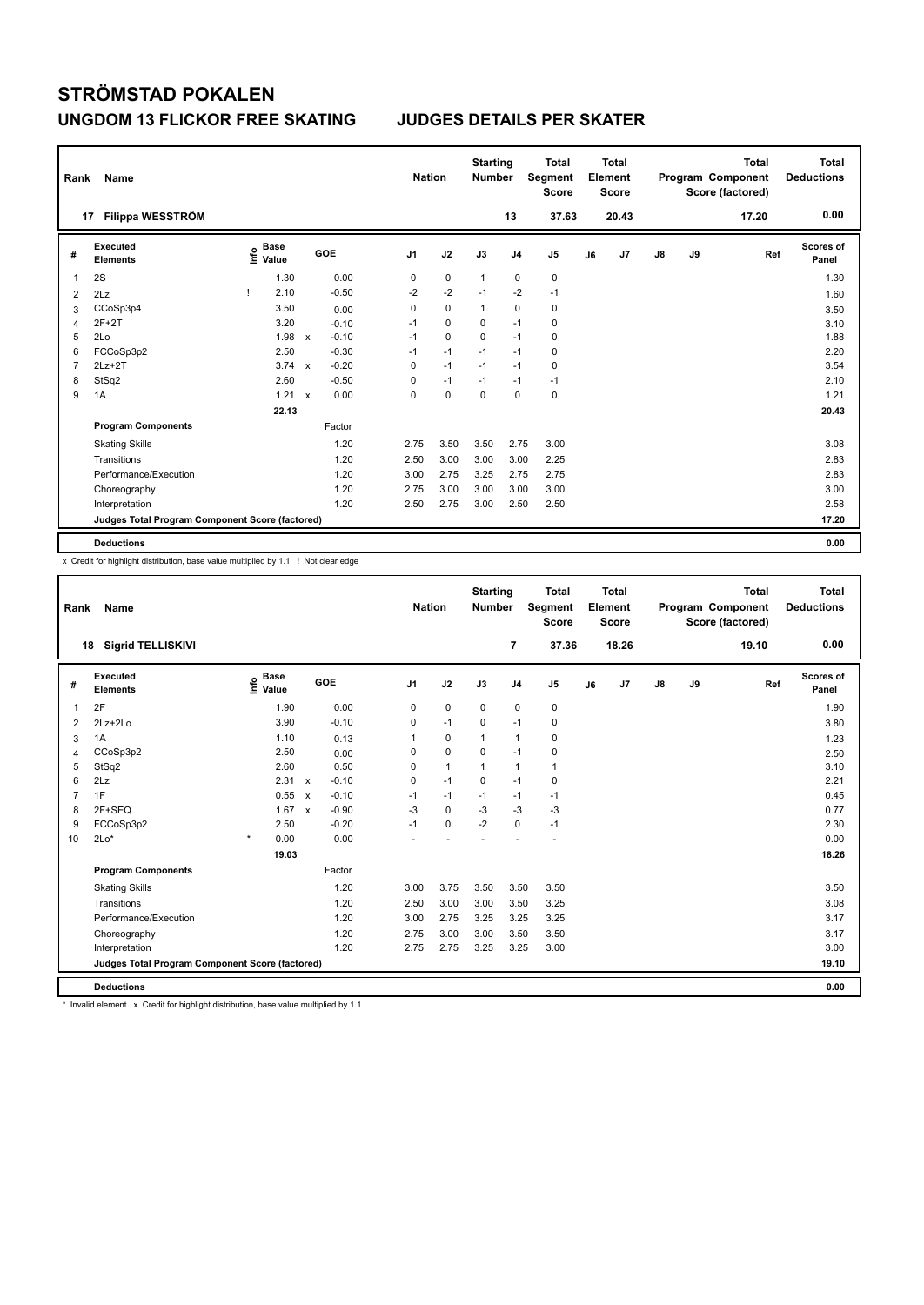# STRÖMSTAD POKALEN

## UNGDOM 13 FLICKOR FREE SKATING JUDGES DETAILS PER SKATER

| Rank | Name | Nation | Starting Number | Total Segment Score | Total Element Score | Total Program Component Score (factored) | Total Deductions |
|---|---|---|---|---|---|---|---|
| 17 | Filippa WESSTRÖM | | 13 | 37.63 | 20.43 | 17.20 | 0.00 |

| # | Executed Elements | Info | Base Value | | GOE | J1 | J2 | J3 | J4 | J5 | J6 | J7 | J8 | J9 | Ref | Scores of Panel |
|---|---|---|---|---|---|---|---|---|---|---|---|---|---|---|---|---|
| 1 | 2S | | 1.30 | | 0.00 | 0 | 0 | 1 | 0 | 0 | | | | | | 1.30 |
| 2 | 2Lz | ! | 2.10 | | -0.50 | -2 | -2 | -1 | -2 | -1 | | | | | | 1.60 |
| 3 | CCoSp3p4 | | 3.50 | | 0.00 | 0 | 0 | 1 | 0 | 0 | | | | | | 3.50 |
| 4 | 2F+2T | | 3.20 | | -0.10 | -1 | 0 | 0 | -1 | 0 | | | | | | 3.10 |
| 5 | 2Lo | | 1.98 | x | -0.10 | -1 | 0 | 0 | -1 | 0 | | | | | | 1.88 |
| 6 | FCCoSp3p2 | | 2.50 | | -0.30 | -1 | -1 | -1 | -1 | 0 | | | | | | 2.20 |
| 7 | 2Lz+2T | | 3.74 | x | -0.20 | 0 | -1 | -1 | -1 | 0 | | | | | | 3.54 |
| 8 | StSq2 | | 2.60 | | -0.50 | 0 | -1 | -1 | -1 | -1 | | | | | | 2.10 |
| 9 | 1A | | 1.21 | x | 0.00 | 0 | 0 | 0 | 0 | 0 | | | | | | 1.21 |
| | | | 22.13 | | | | | | | | | | | | | 20.43 |
| | **Program Components** | | | | Factor | | | | | | | | | | | |
| | Skating Skills | | | | 1.20 | 2.75 | 3.50 | 3.50 | 2.75 | 3.00 | | | | | | 3.08 |
| | Transitions | | | | 1.20 | 2.50 | 3.00 | 3.00 | 3.00 | 2.25 | | | | | | 2.83 |
| | Performance/Execution | | | | 1.20 | 3.00 | 2.75 | 3.25 | 2.75 | 2.75 | | | | | | 2.83 |
| | Choreography | | | | 1.20 | 2.75 | 3.00 | 3.00 | 3.00 | 3.00 | | | | | | 3.00 |
| | Interpretation | | | | 1.20 | 2.50 | 2.75 | 3.00 | 2.50 | 2.50 | | | | | | 2.58 |
| | Judges Total Program Component Score (factored) | | | | | | | | | | | | | | | 17.20 |
| | **Deductions** | | | | | | | | | | | | | | | 0.00 |

x Credit for highlight distribution, base value multiplied by 1.1 ! Not clear edge

| Rank | Name | Nation | Starting Number | Total Segment Score | Total Element Score | Total Program Component Score (factored) | Total Deductions |
|---|---|---|---|---|---|---|---|
| 18 | Sigrid TELLISKIVI | | 7 | 37.36 | 18.26 | 19.10 | 0.00 |

| # | Executed Elements | Info | Base Value | | GOE | J1 | J2 | J3 | J4 | J5 | J6 | J7 | J8 | J9 | Ref | Scores of Panel |
|---|---|---|---|---|---|---|---|---|---|---|---|---|---|---|---|---|
| 1 | 2F | | 1.90 | | 0.00 | 0 | 0 | 0 | 0 | 0 | | | | | | 1.90 |
| 2 | 2Lz+2Lo | | 3.90 | | -0.10 | 0 | -1 | 0 | -1 | 0 | | | | | | 3.80 |
| 3 | 1A | | 1.10 | | 0.13 | 1 | 0 | 1 | 1 | 0 | | | | | | 1.23 |
| 4 | CCoSp3p2 | | 2.50 | | 0.00 | 0 | 0 | 0 | -1 | 0 | | | | | | 2.50 |
| 5 | StSq2 | | 2.60 | | 0.50 | 0 | 1 | 1 | 1 | 1 | | | | | | 3.10 |
| 6 | 2Lz | | 2.31 | x | -0.10 | 0 | -1 | 0 | -1 | 0 | | | | | | 2.21 |
| 7 | 1F | | 0.55 | x | -0.10 | -1 | -1 | -1 | -1 | -1 | | | | | | 0.45 |
| 8 | 2F+SEQ | | 1.67 | x | -0.90 | -3 | 0 | -3 | -3 | -3 | | | | | | 0.77 |
| 9 | FCCoSp3p2 | | 2.50 | | -0.20 | -1 | 0 | -2 | 0 | -1 | | | | | | 2.30 |
| 10 | 2Lo* | * | 0.00 | | 0.00 | - | - | - | - | - | | | | | | 0.00 |
| | | | 19.03 | | | | | | | | | | | | | 18.26 |
| | **Program Components** | | | | Factor | | | | | | | | | | | |
| | Skating Skills | | | | 1.20 | 3.00 | 3.75 | 3.50 | 3.50 | 3.50 | | | | | | 3.50 |
| | Transitions | | | | 1.20 | 2.50 | 3.00 | 3.00 | 3.50 | 3.25 | | | | | | 3.08 |
| | Performance/Execution | | | | 1.20 | 3.00 | 2.75 | 3.25 | 3.25 | 3.25 | | | | | | 3.17 |
| | Choreography | | | | 1.20 | 2.75 | 3.00 | 3.00 | 3.50 | 3.50 | | | | | | 3.17 |
| | Interpretation | | | | 1.20 | 2.75 | 2.75 | 3.25 | 3.25 | 3.00 | | | | | | 3.00 |
| | Judges Total Program Component Score (factored) | | | | | | | | | | | | | | | 19.10 |
| | **Deductions** | | | | | | | | | | | | | | | 0.00 |

* Invalid element x Credit for highlight distribution, base value multiplied by 1.1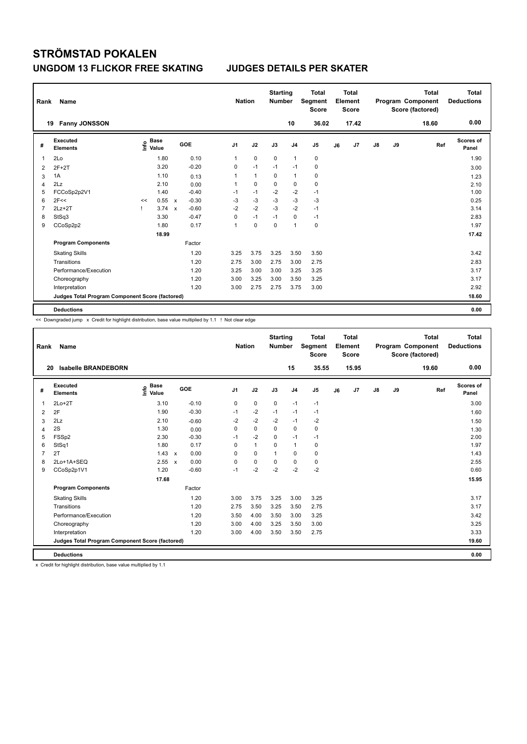# STRÖMSTAD POKALEN

## UNGDOM 13 FLICKOR FREE SKATING JUDGES DETAILS PER SKATER

| Rank | Name | Nation | Starting Number | Total Segment Score | Total Element Score | Total Program Component Score (factored) | Total Deductions |
|---|---|---|---|---|---|---|---|
| 19 | Fanny JONSSON | | 10 | 36.02 | 17.42 | 18.60 | 0.00 |

| # | Executed Elements | Info | Base Value | | GOE | J1 | J2 | J3 | J4 | J5 | J6 | J7 | J8 | J9 | Ref | Scores of Panel |
|---|---|---|---|---|---|---|---|---|---|---|---|---|---|---|---|---|
| 1 | 2Lo | | 1.80 | | 0.10 | 1 | 0 | 0 | 1 | 0 | | | | | | 1.90 |
| 2 | 2F+2T | | 3.20 | | -0.20 | 0 | -1 | -1 | -1 | 0 | | | | | | 3.00 |
| 3 | 1A | | 1.10 | | 0.13 | 1 | 1 | 0 | 1 | 0 | | | | | | 1.23 |
| 4 | 2Lz | | 2.10 | | 0.00 | 1 | 0 | 0 | 0 | 0 | | | | | | 2.10 |
| 5 | FCCoSp2p2V1 | | 1.40 | | -0.40 | -1 | -1 | -2 | -2 | -1 | | | | | | 1.00 |
| 6 | 2F<< | << | 0.55 | x | -0.30 | -3 | -3 | -3 | -3 | -3 | | | | | | 0.25 |
| 7 | 2Lz+2T | ! | 3.74 | x | -0.60 | -2 | -2 | -3 | -2 | -1 | | | | | | 3.14 |
| 8 | StSq3 | | 3.30 | | -0.47 | 0 | -1 | -1 | 0 | -1 | | | | | | 2.83 |
| 9 | CCoSp2p2 | | 1.80 | | 0.17 | 1 | 0 | 0 | 1 | 0 | | | | | | 1.97 |
| | | | 18.99 | | | | | | | | | | | | | 17.42 |
| | **Program Components** | | | | Factor | | | | | | | | | | | |
| | Skating Skills | | | | 1.20 | 3.25 | 3.75 | 3.25 | 3.50 | 3.50 | | | | | | 3.42 |
| | Transitions | | | | 1.20 | 2.75 | 3.00 | 2.75 | 3.00 | 2.75 | | | | | | 2.83 |
| | Performance/Execution | | | | 1.20 | 3.25 | 3.00 | 3.00 | 3.25 | 3.25 | | | | | | 3.17 |
| | Choreography | | | | 1.20 | 3.00 | 3.25 | 3.00 | 3.50 | 3.25 | | | | | | 3.17 |
| | Interpretation | | | | 1.20 | 3.00 | 2.75 | 2.75 | 3.75 | 3.00 | | | | | | 2.92 |
| | **Judges Total Program Component Score (factored)** | | | | | | | | | | | | | | | 18.60 |
| | **Deductions** | | | | | | | | | | | | | | | 0.00 |

<< Downgraded jump x Credit for highlight distribution, base value multiplied by 1.1 ! Not clear edge

| Rank | Name | Nation | Starting Number | Total Segment Score | Total Element Score | Total Program Component Score (factored) | Total Deductions |
|---|---|---|---|---|---|---|---|
| 20 | Isabelle BRANDEBORN | | 15 | 35.55 | 15.95 | 19.60 | 0.00 |

| # | Executed Elements | Info | Base Value | | GOE | J1 | J2 | J3 | J4 | J5 | J6 | J7 | J8 | J9 | Ref | Scores of Panel |
|---|---|---|---|---|---|---|---|---|---|---|---|---|---|---|---|---|
| 1 | 2Lo+2T | | 3.10 | | -0.10 | 0 | 0 | 0 | -1 | -1 | | | | | | 3.00 |
| 2 | 2F | | 1.90 | | -0.30 | -1 | -2 | -1 | -1 | -1 | | | | | | 1.60 |
| 3 | 2Lz | | 2.10 | | -0.60 | -2 | -2 | -2 | -1 | -2 | | | | | | 1.50 |
| 4 | 2S | | 1.30 | | 0.00 | 0 | 0 | 0 | 0 | 0 | | | | | | 1.30 |
| 5 | FSSp2 | | 2.30 | | -0.30 | -1 | -2 | 0 | -1 | -1 | | | | | | 2.00 |
| 6 | StSq1 | | 1.80 | | 0.17 | 0 | 1 | 0 | 1 | 0 | | | | | | 1.97 |
| 7 | 2T | | 1.43 | x | 0.00 | 0 | 0 | 1 | 0 | 0 | | | | | | 1.43 |
| 8 | 2Lo+1A+SEQ | | 2.55 | x | 0.00 | 0 | 0 | 0 | 0 | 0 | | | | | | 2.55 |
| 9 | CCoSp2p1V1 | | 1.20 | | -0.60 | -1 | -2 | -2 | -2 | -2 | | | | | | 0.60 |
| | | | 17.68 | | | | | | | | | | | | | 15.95 |
| | **Program Components** | | | | Factor | | | | | | | | | | | |
| | Skating Skills | | | | 1.20 | 3.00 | 3.75 | 3.25 | 3.00 | 3.25 | | | | | | 3.17 |
| | Transitions | | | | 1.20 | 2.75 | 3.50 | 3.25 | 3.50 | 2.75 | | | | | | 3.17 |
| | Performance/Execution | | | | 1.20 | 3.50 | 4.00 | 3.50 | 3.00 | 3.25 | | | | | | 3.42 |
| | Choreography | | | | 1.20 | 3.00 | 4.00 | 3.25 | 3.50 | 3.00 | | | | | | 3.25 |
| | Interpretation | | | | 1.20 | 3.00 | 4.00 | 3.50 | 3.50 | 2.75 | | | | | | 3.33 |
| | **Judges Total Program Component Score (factored)** | | | | | | | | | | | | | | | 19.60 |
| | **Deductions** | | | | | | | | | | | | | | | 0.00 |

x Credit for highlight distribution, base value multiplied by 1.1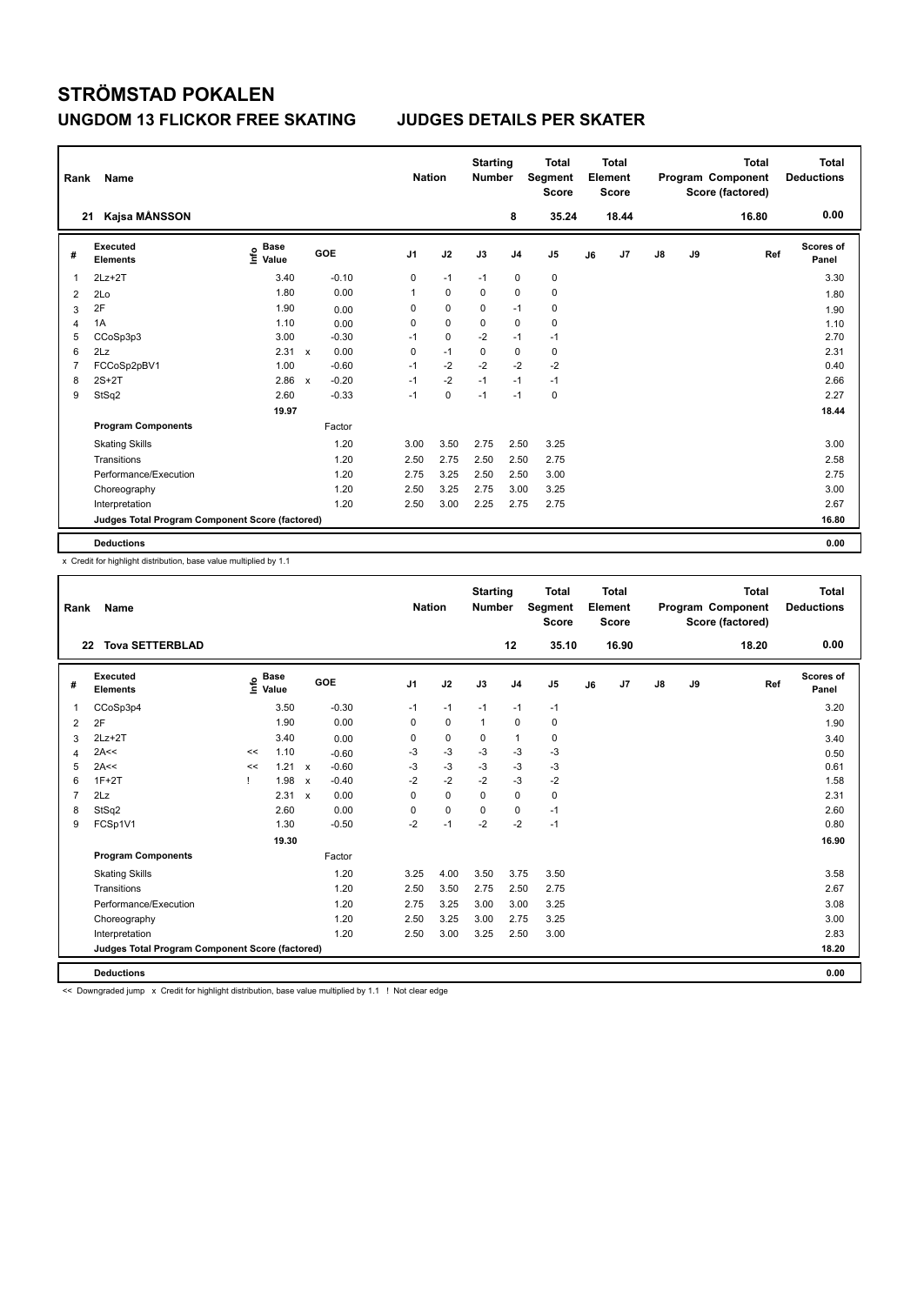# STRÖMSTAD POKALEN

## UNGDOM 13 FLICKOR FREE SKATING　　JUDGES DETAILS PER SKATER

| Rank | Name | Nation | Starting Number | Total Segment Score | Total Element Score | Total Program Component Score (factored) | Total Deductions |
|---|---|---|---|---|---|---|---|
| 21 | Kajsa MÅNSSON | | 8 | 35.24 | 18.44 | 16.80 | 0.00 |

| # | Executed Elements | Info | Base Value | | GOE | J1 | J2 | J3 | J4 | J5 | J6 | J7 | J8 | J9 | Ref | Scores of Panel |
|---|---|---|---|---|---|---|---|---|---|---|---|---|---|---|---|---|
| 1 | 2Lz+2T | | 3.40 | | -0.10 | 0 | -1 | -1 | 0 | 0 | | | | | | 3.30 |
| 2 | 2Lo | | 1.80 | | 0.00 | 1 | 0 | 0 | 0 | 0 | | | | | | 1.80 |
| 3 | 2F | | 1.90 | | 0.00 | 0 | 0 | 0 | -1 | 0 | | | | | | 1.90 |
| 4 | 1A | | 1.10 | | 0.00 | 0 | 0 | 0 | 0 | 0 | | | | | | 1.10 |
| 5 | CCoSp3p3 | | 3.00 | | -0.30 | -1 | 0 | -2 | -1 | -1 | | | | | | 2.70 |
| 6 | 2Lz | | 2.31 | x | 0.00 | 0 | -1 | 0 | 0 | 0 | | | | | | 2.31 |
| 7 | FCCoSp2pBV1 | | 1.00 | | -0.60 | -1 | -2 | -2 | -2 | -2 | | | | | | 0.40 |
| 8 | 2S+2T | | 2.86 | x | -0.20 | -1 | -2 | -1 | -1 | -1 | | | | | | 2.66 |
| 9 | StSq2 | | 2.60 | | -0.33 | -1 | 0 | -1 | -1 | 0 | | | | | | 2.27 |
| | | | 19.97 | | | | | | | | | | | | | 18.44 |
| | **Program Components** | | | | Factor | | | | | | | | | | | |
| | Skating Skills | | | | 1.20 | 3.00 | 3.50 | 2.75 | 2.50 | 3.25 | | | | | | 3.00 |
| | Transitions | | | | 1.20 | 2.50 | 2.75 | 2.50 | 2.50 | 2.75 | | | | | | 2.58 |
| | Performance/Execution | | | | 1.20 | 2.75 | 3.25 | 2.50 | 2.50 | 3.00 | | | | | | 2.75 |
| | Choreography | | | | 1.20 | 2.50 | 3.25 | 2.75 | 3.00 | 3.25 | | | | | | 3.00 |
| | Interpretation | | | | 1.20 | 2.50 | 3.00 | 2.25 | 2.75 | 2.75 | | | | | | 2.67 |
| | **Judges Total Program Component Score (factored)** | | | | | | | | | | | | | | | 16.80 |
| | **Deductions** | | | | | | | | | | | | | | | 0.00 |

x Credit for highlight distribution, base value multiplied by 1.1

| Rank | Name | Nation | Starting Number | Total Segment Score | Total Element Score | Total Program Component Score (factored) | Total Deductions |
|---|---|---|---|---|---|---|---|
| 22 | Tova SETTERBLAD | | 12 | 35.10 | 16.90 | 18.20 | 0.00 |

| # | Executed Elements | Info | Base Value | | GOE | J1 | J2 | J3 | J4 | J5 | J6 | J7 | J8 | J9 | Ref | Scores of Panel |
|---|---|---|---|---|---|---|---|---|---|---|---|---|---|---|---|---|
| 1 | CCoSp3p4 | | 3.50 | | -0.30 | -1 | -1 | -1 | -1 | -1 | | | | | | 3.20 |
| 2 | 2F | | 1.90 | | 0.00 | 0 | 0 | 1 | 0 | 0 | | | | | | 1.90 |
| 3 | 2Lz+2T | | 3.40 | | 0.00 | 0 | 0 | 0 | 1 | 0 | | | | | | 3.40 |
| 4 | 2A<< | << | 1.10 | | -0.60 | -3 | -3 | -3 | -3 | -3 | | | | | | 0.50 |
| 5 | 2A<< | << | 1.21 | x | -0.60 | -3 | -3 | -3 | -3 | -3 | | | | | | 0.61 |
| 6 | 1F+2T | ! | 1.98 | x | -0.40 | -2 | -2 | -2 | -3 | -2 | | | | | | 1.58 |
| 7 | 2Lz | | 2.31 | x | 0.00 | 0 | 0 | 0 | 0 | 0 | | | | | | 2.31 |
| 8 | StSq2 | | 2.60 | | 0.00 | 0 | 0 | 0 | 0 | -1 | | | | | | 2.60 |
| 9 | FCSp1V1 | | 1.30 | | -0.50 | -2 | -1 | -2 | -2 | -1 | | | | | | 0.80 |
| | | | 19.30 | | | | | | | | | | | | | 16.90 |
| | **Program Components** | | | | Factor | | | | | | | | | | | |
| | Skating Skills | | | | 1.20 | 3.25 | 4.00 | 3.50 | 3.75 | 3.50 | | | | | | 3.58 |
| | Transitions | | | | 1.20 | 2.50 | 3.50 | 2.75 | 2.50 | 2.75 | | | | | | 2.67 |
| | Performance/Execution | | | | 1.20 | 2.75 | 3.25 | 3.00 | 3.00 | 3.25 | | | | | | 3.08 |
| | Choreography | | | | 1.20 | 2.50 | 3.25 | 3.00 | 2.75 | 3.25 | | | | | | 3.00 |
| | Interpretation | | | | 1.20 | 2.50 | 3.00 | 3.25 | 2.50 | 3.00 | | | | | | 2.83 |
| | **Judges Total Program Component Score (factored)** | | | | | | | | | | | | | | | 18.20 |
| | **Deductions** | | | | | | | | | | | | | | | 0.00 |

<< Downgraded jump　x Credit for highlight distribution, base value multiplied by 1.1　! Not clear edge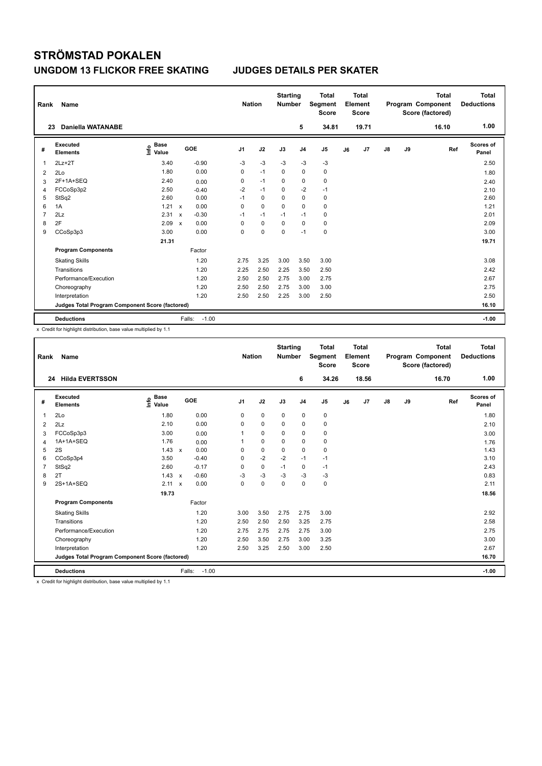# STRÖMSTAD POKALEN

## UNGDOM 13 FLICKOR FREE SKATING — JUDGES DETAILS PER SKATER

| Rank | Name | Nation | Starting Number | Total Segment Score | Total Element Score | Total Program Component Score (factored) | Total Deductions |
|---|---|---|---|---|---|---|---|
| 23 | Daniella WATANABE | | 5 | 34.81 | 19.71 | 16.10 | 1.00 |

| # | Executed Elements | Info | Base Value | | GOE | J1 | J2 | J3 | J4 | J5 | J6 | J7 | J8 | J9 | Ref | Scores of Panel |
|---|---|---|---|---|---|---|---|---|---|---|---|---|---|---|---|---|
| 1 | 2Lz+2T | | 3.40 | | -0.90 | -3 | -3 | -3 | -3 | -3 | | | | | | 2.50 |
| 2 | 2Lo | | 1.80 | | 0.00 | 0 | -1 | 0 | 0 | 0 | | | | | | 1.80 |
| 3 | 2F+1A+SEQ | | 2.40 | | 0.00 | 0 | -1 | 0 | 0 | 0 | | | | | | 2.40 |
| 4 | FCCoSp3p2 | | 2.50 | | -0.40 | -2 | -1 | 0 | -2 | -1 | | | | | | 2.10 |
| 5 | StSq2 | | 2.60 | | 0.00 | -1 | 0 | 0 | 0 | 0 | | | | | | 2.60 |
| 6 | 1A | | 1.21 | x | 0.00 | 0 | 0 | 0 | 0 | 0 | | | | | | 1.21 |
| 7 | 2Lz | | 2.31 | x | -0.30 | -1 | -1 | -1 | -1 | 0 | | | | | | 2.01 |
| 8 | 2F | | 2.09 | x | 0.00 | 0 | 0 | 0 | 0 | 0 | | | | | | 2.09 |
| 9 | CCoSp3p3 | | 3.00 | | 0.00 | 0 | 0 | 0 | -1 | 0 | | | | | | 3.00 |
| | | | 21.31 | | | | | | | | | | | | | 19.71 |
| | **Program Components** | | | | Factor | | | | | | | | | | | |
| | Skating Skills | | | | 1.20 | 2.75 | 3.25 | 3.00 | 3.50 | 3.00 | | | | | | 3.08 |
| | Transitions | | | | 1.20 | 2.25 | 2.50 | 2.25 | 3.50 | 2.50 | | | | | | 2.42 |
| | Performance/Execution | | | | 1.20 | 2.50 | 2.50 | 2.75 | 3.00 | 2.75 | | | | | | 2.67 |
| | Choreography | | | | 1.20 | 2.50 | 2.50 | 2.75 | 3.00 | 3.00 | | | | | | 2.75 |
| | Interpretation | | | | 1.20 | 2.50 | 2.50 | 2.25 | 3.00 | 2.50 | | | | | | 2.50 |
| | **Judges Total Program Component Score (factored)** | | | | | | | | | | | | | | | 16.10 |
| | **Deductions** | | | | Falls: -1.00 | | | | | | | | | | | -1.00 |

x Credit for highlight distribution, base value multiplied by 1.1

| Rank | Name | Nation | Starting Number | Total Segment Score | Total Element Score | Total Program Component Score (factored) | Total Deductions |
|---|---|---|---|---|---|---|---|
| 24 | Hilda EVERTSSON | | 6 | 34.26 | 18.56 | 16.70 | 1.00 |

| # | Executed Elements | Info | Base Value | | GOE | J1 | J2 | J3 | J4 | J5 | J6 | J7 | J8 | J9 | Ref | Scores of Panel |
|---|---|---|---|---|---|---|---|---|---|---|---|---|---|---|---|---|
| 1 | 2Lo | | 1.80 | | 0.00 | 0 | 0 | 0 | 0 | 0 | | | | | | 1.80 |
| 2 | 2Lz | | 2.10 | | 0.00 | 0 | 0 | 0 | 0 | 0 | | | | | | 2.10 |
| 3 | FCCoSp3p3 | | 3.00 | | 0.00 | 1 | 0 | 0 | 0 | 0 | | | | | | 3.00 |
| 4 | 1A+1A+SEQ | | 1.76 | | 0.00 | 1 | 0 | 0 | 0 | 0 | | | | | | 1.76 |
| 5 | 2S | | 1.43 | x | 0.00 | 0 | 0 | 0 | 0 | 0 | | | | | | 1.43 |
| 6 | CCoSp3p4 | | 3.50 | | -0.40 | 0 | -2 | -2 | -1 | -1 | | | | | | 3.10 |
| 7 | StSq2 | | 2.60 | | -0.17 | 0 | 0 | -1 | 0 | -1 | | | | | | 2.43 |
| 8 | 2T | | 1.43 | x | -0.60 | -3 | -3 | -3 | -3 | -3 | | | | | | 0.83 |
| 9 | 2S+1A+SEQ | | 2.11 | x | 0.00 | 0 | 0 | 0 | 0 | 0 | | | | | | 2.11 |
| | | | 19.73 | | | | | | | | | | | | | 18.56 |
| | **Program Components** | | | | Factor | | | | | | | | | | | |
| | Skating Skills | | | | 1.20 | 3.00 | 3.50 | 2.75 | 2.75 | 3.00 | | | | | | 2.92 |
| | Transitions | | | | 1.20 | 2.50 | 2.50 | 2.50 | 3.25 | 2.75 | | | | | | 2.58 |
| | Performance/Execution | | | | 1.20 | 2.75 | 2.75 | 2.75 | 2.75 | 3.00 | | | | | | 2.75 |
| | Choreography | | | | 1.20 | 2.50 | 3.50 | 2.75 | 3.00 | 3.25 | | | | | | 3.00 |
| | Interpretation | | | | 1.20 | 2.50 | 3.25 | 2.50 | 3.00 | 2.50 | | | | | | 2.67 |
| | **Judges Total Program Component Score (factored)** | | | | | | | | | | | | | | | 16.70 |
| | **Deductions** | | | | Falls: -1.00 | | | | | | | | | | | -1.00 |

x Credit for highlight distribution, base value multiplied by 1.1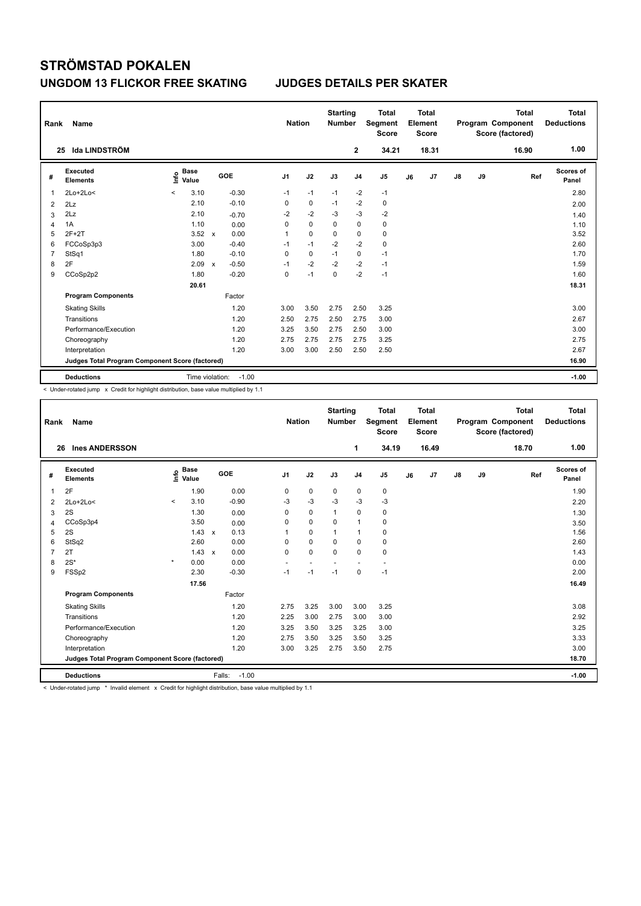# STRÖMSTAD POKALEN

## UNGDOM 13 FLICKOR FREE SKATING — JUDGES DETAILS PER SKATER

| Rank | Name | Nation | Starting Number | Total Segment Score | Total Element Score | Total Program Component Score (factored) | Total Deductions |
|---|---|---|---|---|---|---|---|
| 25 | Ida LINDSTRÖM | | 2 | 34.21 | 18.31 | 16.90 | 1.00 |

| # | Executed Elements | Info | Base Value | | GOE | J1 | J2 | J3 | J4 | J5 | J6 | J7 | J8 | J9 | Ref | Scores of Panel |
|---|---|---|---|---|---|---|---|---|---|---|---|---|---|---|---|---|
| 1 | 2Lo+2Lo< | < | 3.10 | | -0.30 | -1 | -1 | -1 | -2 | -1 | | | | | | 2.80 |
| 2 | 2Lz | | 2.10 | | -0.10 | 0 | 0 | -1 | -2 | 0 | | | | | | 2.00 |
| 3 | 2Lz | | 2.10 | | -0.70 | -2 | -2 | -3 | -3 | -2 | | | | | | 1.40 |
| 4 | 1A | | 1.10 | | 0.00 | 0 | 0 | 0 | 0 | 0 | | | | | | 1.10 |
| 5 | 2F+2T | | 3.52 | x | 0.00 | 1 | 0 | 0 | 0 | 0 | | | | | | 3.52 |
| 6 | FCCoSp3p3 | | 3.00 | | -0.40 | -1 | -1 | -2 | -2 | 0 | | | | | | 2.60 |
| 7 | StSq1 | | 1.80 | | -0.10 | 0 | 0 | -1 | 0 | -1 | | | | | | 1.70 |
| 8 | 2F | | 2.09 | x | -0.50 | -1 | -2 | -2 | -2 | -1 | | | | | | 1.59 |
| 9 | CCoSp2p2 | | 1.80 | | -0.20 | 0 | -1 | 0 | -2 | -1 | | | | | | 1.60 |
| | | | 20.61 | | | | | | | | | | | | | 18.31 |
| | **Program Components** | | | | Factor | | | | | | | | | | | |
| | Skating Skills | | | | 1.20 | 3.00 | 3.50 | 2.75 | 2.50 | 3.25 | | | | | | 3.00 |
| | Transitions | | | | 1.20 | 2.50 | 2.75 | 2.50 | 2.75 | 3.00 | | | | | | 2.67 |
| | Performance/Execution | | | | 1.20 | 3.25 | 3.50 | 2.75 | 2.50 | 3.00 | | | | | | 3.00 |
| | Choreography | | | | 1.20 | 2.75 | 2.75 | 2.75 | 2.75 | 3.25 | | | | | | 2.75 |
| | Interpretation | | | | 1.20 | 3.00 | 3.00 | 2.50 | 2.50 | 2.50 | | | | | | 2.67 |
| | **Judges Total Program Component Score (factored)** | | | | | | | | | | | | | | | 16.90 |
| | **Deductions** | | Time violation: | | -1.00 | | | | | | | | | | | -1.00 |

< Under-rotated jump x Credit for highlight distribution, base value multiplied by 1.1

| Rank | Name | Nation | Starting Number | Total Segment Score | Total Element Score | Total Program Component Score (factored) | Total Deductions |
|---|---|---|---|---|---|---|---|
| 26 | Ines ANDERSSON | | 1 | 34.19 | 16.49 | 18.70 | 1.00 |

| # | Executed Elements | Info | Base Value | | GOE | J1 | J2 | J3 | J4 | J5 | J6 | J7 | J8 | J9 | Ref | Scores of Panel |
|---|---|---|---|---|---|---|---|---|---|---|---|---|---|---|---|---|
| 1 | 2F | | 1.90 | | 0.00 | 0 | 0 | 0 | 0 | 0 | | | | | | 1.90 |
| 2 | 2Lo+2Lo< | < | 3.10 | | -0.90 | -3 | -3 | -3 | -3 | -3 | | | | | | 2.20 |
| 3 | 2S | | 1.30 | | 0.00 | 0 | 0 | 1 | 0 | 0 | | | | | | 1.30 |
| 4 | CCoSp3p4 | | 3.50 | | 0.00 | 0 | 0 | 0 | 1 | 0 | | | | | | 3.50 |
| 5 | 2S | | 1.43 | x | 0.13 | 1 | 0 | 1 | 1 | 0 | | | | | | 1.56 |
| 6 | StSq2 | | 2.60 | | 0.00 | 0 | 0 | 0 | 0 | 0 | | | | | | 2.60 |
| 7 | 2T | | 1.43 | x | 0.00 | 0 | 0 | 0 | 0 | 0 | | | | | | 1.43 |
| 8 | 2S* | * | 0.00 | | 0.00 | - | - | - | - | - | | | | | | 0.00 |
| 9 | FSSp2 | | 2.30 | | -0.30 | -1 | -1 | -1 | 0 | -1 | | | | | | 2.00 |
| | | | 17.56 | | | | | | | | | | | | | 16.49 |
| | **Program Components** | | | | Factor | | | | | | | | | | | |
| | Skating Skills | | | | 1.20 | 2.75 | 3.25 | 3.00 | 3.00 | 3.25 | | | | | | 3.08 |
| | Transitions | | | | 1.20 | 2.25 | 3.00 | 2.75 | 3.00 | 3.00 | | | | | | 2.92 |
| | Performance/Execution | | | | 1.20 | 3.25 | 3.50 | 3.25 | 3.25 | 3.00 | | | | | | 3.25 |
| | Choreography | | | | 1.20 | 2.75 | 3.50 | 3.25 | 3.50 | 3.25 | | | | | | 3.33 |
| | Interpretation | | | | 1.20 | 3.00 | 3.25 | 2.75 | 3.50 | 2.75 | | | | | | 3.00 |
| | **Judges Total Program Component Score (factored)** | | | | | | | | | | | | | | | 18.70 |
| | **Deductions** | | Falls: | | -1.00 | | | | | | | | | | | -1.00 |

< Under-rotated jump * Invalid element x Credit for highlight distribution, base value multiplied by 1.1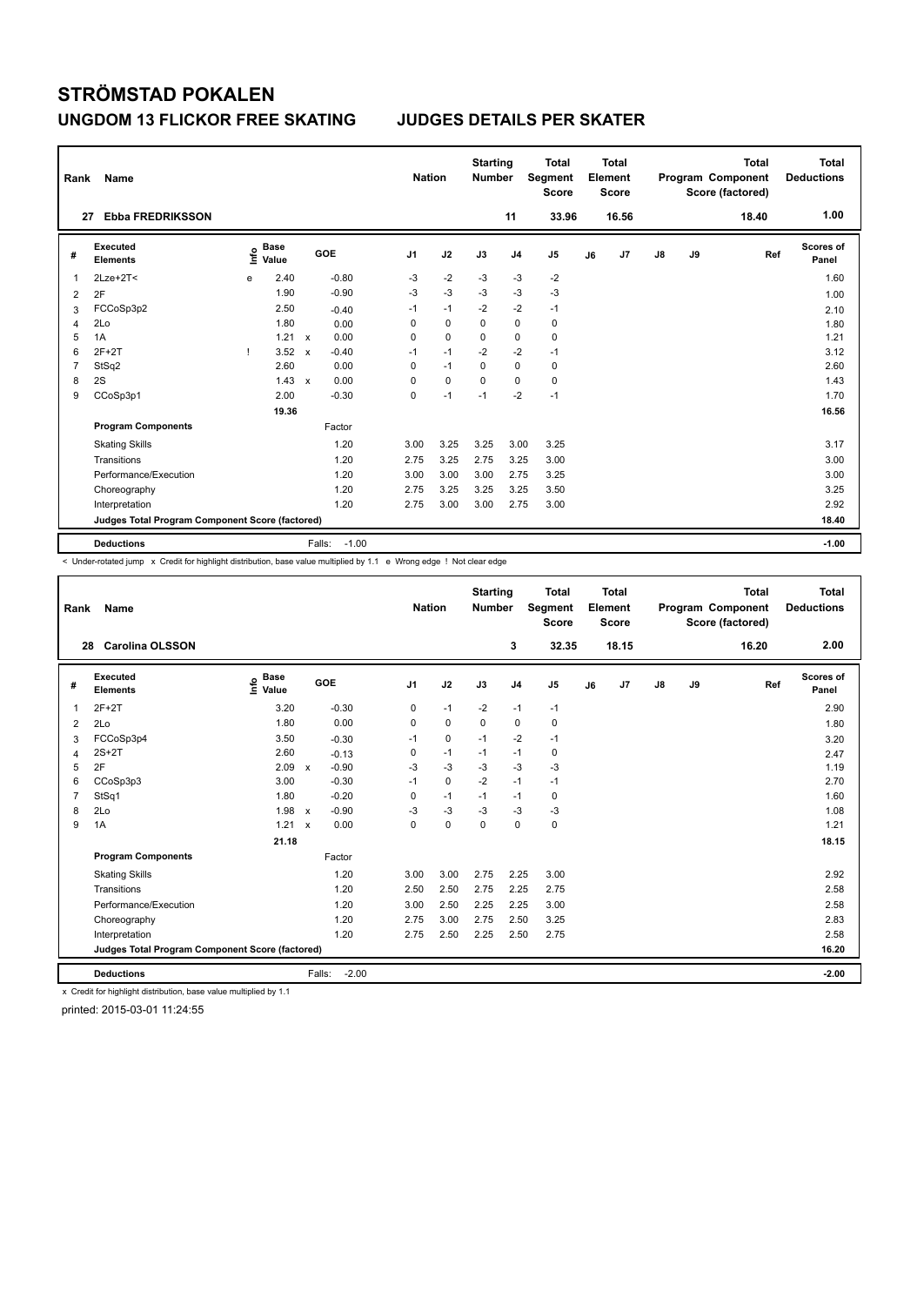# STRÖMSTAD POKALEN

## UNGDOM 13 FLICKOR FREE SKATING JUDGES DETAILS PER SKATER

| Rank | Name | Nation | Starting Number | Total Segment Score | Total Element Score | Total Program Component Score (factored) | Total Deductions |
|---|---|---|---|---|---|---|---|
| 27 | Ebba FREDRIKSSON | | 11 | 33.96 | 16.56 | 18.40 | 1.00 |

| # | Executed Elements | Info | Base Value | | GOE | J1 | J2 | J3 | J4 | J5 | J6 | J7 | J8 | J9 | Ref | Scores of Panel |
|---|---|---|---|---|---|---|---|---|---|---|---|---|---|---|---|---|
| 1 | 2Lze+2T< | e | 2.40 | | -0.80 | -3 | -2 | -3 | -3 | -2 | | | | | | 1.60 |
| 2 | 2F | | 1.90 | | -0.90 | -3 | -3 | -3 | -3 | -3 | | | | | | 1.00 |
| 3 | FCCoSp3p2 | | 2.50 | | -0.40 | -1 | -1 | -2 | -2 | -1 | | | | | | 2.10 |
| 4 | 2Lo | | 1.80 | | 0.00 | 0 | 0 | 0 | 0 | 0 | | | | | | 1.80 |
| 5 | 1A | | 1.21 | x | 0.00 | 0 | 0 | 0 | 0 | 0 | | | | | | 1.21 |
| 6 | 2F+2T | ! | 3.52 | x | -0.40 | -1 | -1 | -2 | -2 | -1 | | | | | | 3.12 |
| 7 | StSq2 | | 2.60 | | 0.00 | 0 | -1 | 0 | 0 | 0 | | | | | | 2.60 |
| 8 | 2S | | 1.43 | x | 0.00 | 0 | 0 | 0 | 0 | 0 | | | | | | 1.43 |
| 9 | CCoSp3p1 | | 2.00 | | -0.30 | 0 | -1 | -1 | -2 | -1 | | | | | | 1.70 |
| | | | 19.36 | | | | | | | | | | | | | 16.56 |
| | **Program Components** | | | | Factor | | | | | | | | | | | |
| | Skating Skills | | | | 1.20 | 3.00 | 3.25 | 3.25 | 3.00 | 3.25 | | | | | | 3.17 |
| | Transitions | | | | 1.20 | 2.75 | 3.25 | 2.75 | 3.25 | 3.00 | | | | | | 3.00 |
| | Performance/Execution | | | | 1.20 | 3.00 | 3.00 | 3.00 | 2.75 | 3.25 | | | | | | 3.00 |
| | Choreography | | | | 1.20 | 2.75 | 3.25 | 3.25 | 3.25 | 3.50 | | | | | | 3.25 |
| | Interpretation | | | | 1.20 | 2.75 | 3.00 | 3.00 | 2.75 | 3.00 | | | | | | 2.92 |
| | Judges Total Program Component Score (factored) | | | | | | | | | | | | | | | 18.40 |
| | **Deductions** | | | | Falls: -1.00 | | | | | | | | | | | -1.00 |

< Under-rotated jump x Credit for highlight distribution, base value multiplied by 1.1 e Wrong edge ! Not clear edge

| Rank | Name | Nation | Starting Number | Total Segment Score | Total Element Score | Total Program Component Score (factored) | Total Deductions |
|---|---|---|---|---|---|---|---|
| 28 | Carolina OLSSON | | 3 | 32.35 | 18.15 | 16.20 | 2.00 |

| # | Executed Elements | Info | Base Value | | GOE | J1 | J2 | J3 | J4 | J5 | J6 | J7 | J8 | J9 | Ref | Scores of Panel |
|---|---|---|---|---|---|---|---|---|---|---|---|---|---|---|---|---|
| 1 | 2F+2T | | 3.20 | | -0.30 | 0 | -1 | -2 | -1 | -1 | | | | | | 2.90 |
| 2 | 2Lo | | 1.80 | | 0.00 | 0 | 0 | 0 | 0 | 0 | | | | | | 1.80 |
| 3 | FCCoSp3p4 | | 3.50 | | -0.30 | -1 | 0 | -1 | -2 | -1 | | | | | | 3.20 |
| 4 | 2S+2T | | 2.60 | | -0.13 | 0 | -1 | -1 | -1 | 0 | | | | | | 2.47 |
| 5 | 2F | | 2.09 | x | -0.90 | -3 | -3 | -3 | -3 | -3 | | | | | | 1.19 |
| 6 | CCoSp3p3 | | 3.00 | | -0.30 | -1 | 0 | -2 | -1 | -1 | | | | | | 2.70 |
| 7 | StSq1 | | 1.80 | | -0.20 | 0 | -1 | -1 | -1 | 0 | | | | | | 1.60 |
| 8 | 2Lo | | 1.98 | x | -0.90 | -3 | -3 | -3 | -3 | -3 | | | | | | 1.08 |
| 9 | 1A | | 1.21 | x | 0.00 | 0 | 0 | 0 | 0 | 0 | | | | | | 1.21 |
| | | | 21.18 | | | | | | | | | | | | | 18.15 |
| | **Program Components** | | | | Factor | | | | | | | | | | | |
| | Skating Skills | | | | 1.20 | 3.00 | 3.00 | 2.75 | 2.25 | 3.00 | | | | | | 2.92 |
| | Transitions | | | | 1.20 | 2.50 | 2.50 | 2.75 | 2.25 | 2.75 | | | | | | 2.58 |
| | Performance/Execution | | | | 1.20 | 3.00 | 2.50 | 2.25 | 2.25 | 3.00 | | | | | | 2.58 |
| | Choreography | | | | 1.20 | 2.75 | 3.00 | 2.75 | 2.50 | 3.25 | | | | | | 2.83 |
| | Interpretation | | | | 1.20 | 2.75 | 2.50 | 2.25 | 2.50 | 2.75 | | | | | | 2.58 |
| | Judges Total Program Component Score (factored) | | | | | | | | | | | | | | | 16.20 |
| | **Deductions** | | | | Falls: -2.00 | | | | | | | | | | | -2.00 |

x Credit for highlight distribution, base value multiplied by 1.1

printed: 2015-03-01 11:24:55